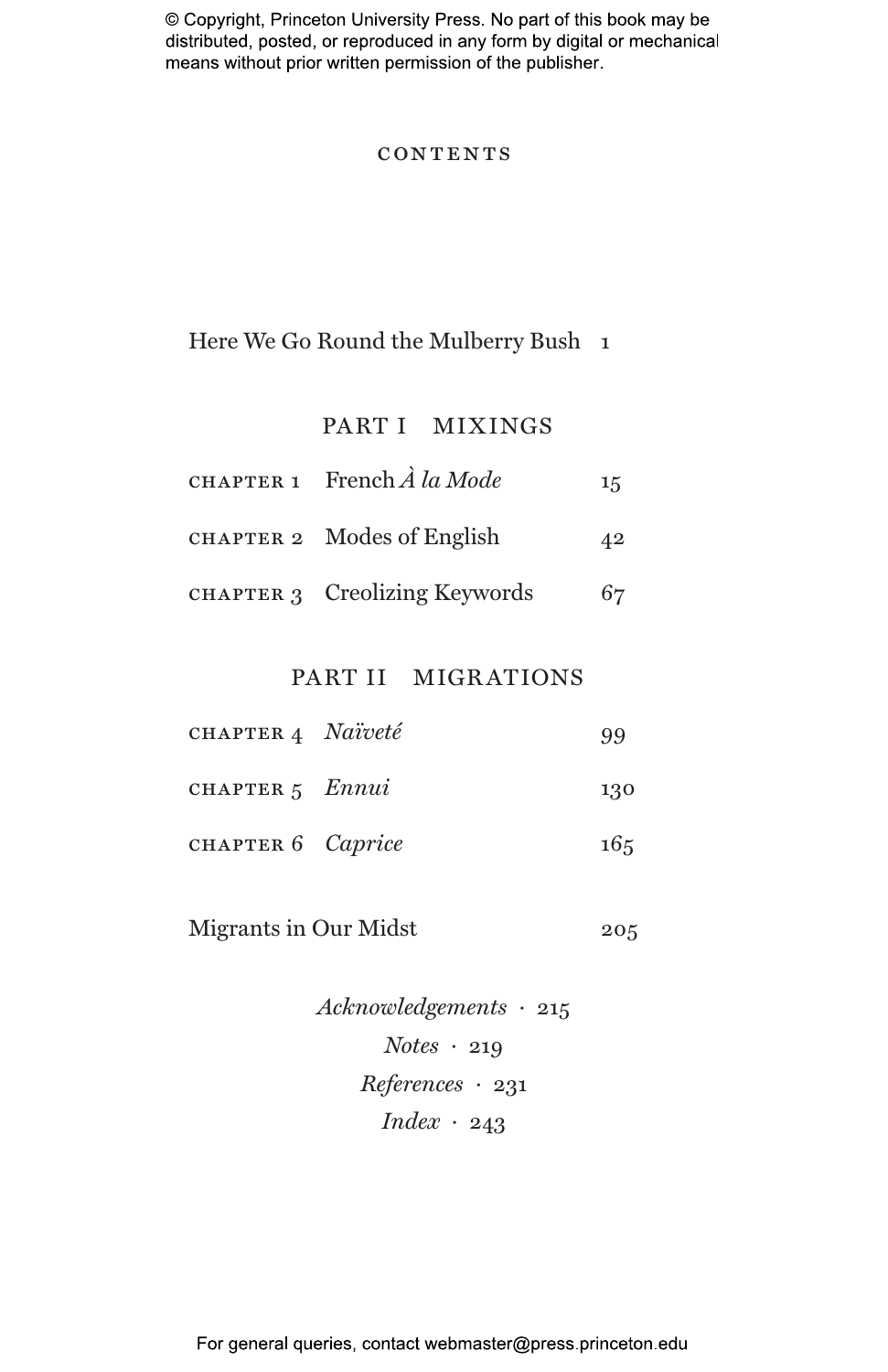# CONTENTS

Here We Go Round the Mulberry Bush 1

## PART I MIXINGS

CHAPTER 1 French *À la Mode* 15

CHAPTER 2 Modes of English 42

CHAPTER 3 Creolizing Keywords 67

## PART II MIGRATIONS

CHAPTER 4 *Naïveté* 99

CHAPTER 5 *Ennui* 130

CHAPTER 6 *Caprice* 165

Migrants in Our Midst 205

*Acknowledgements* · 215

*Notes* · 219

*References* · 231

*Index* · 243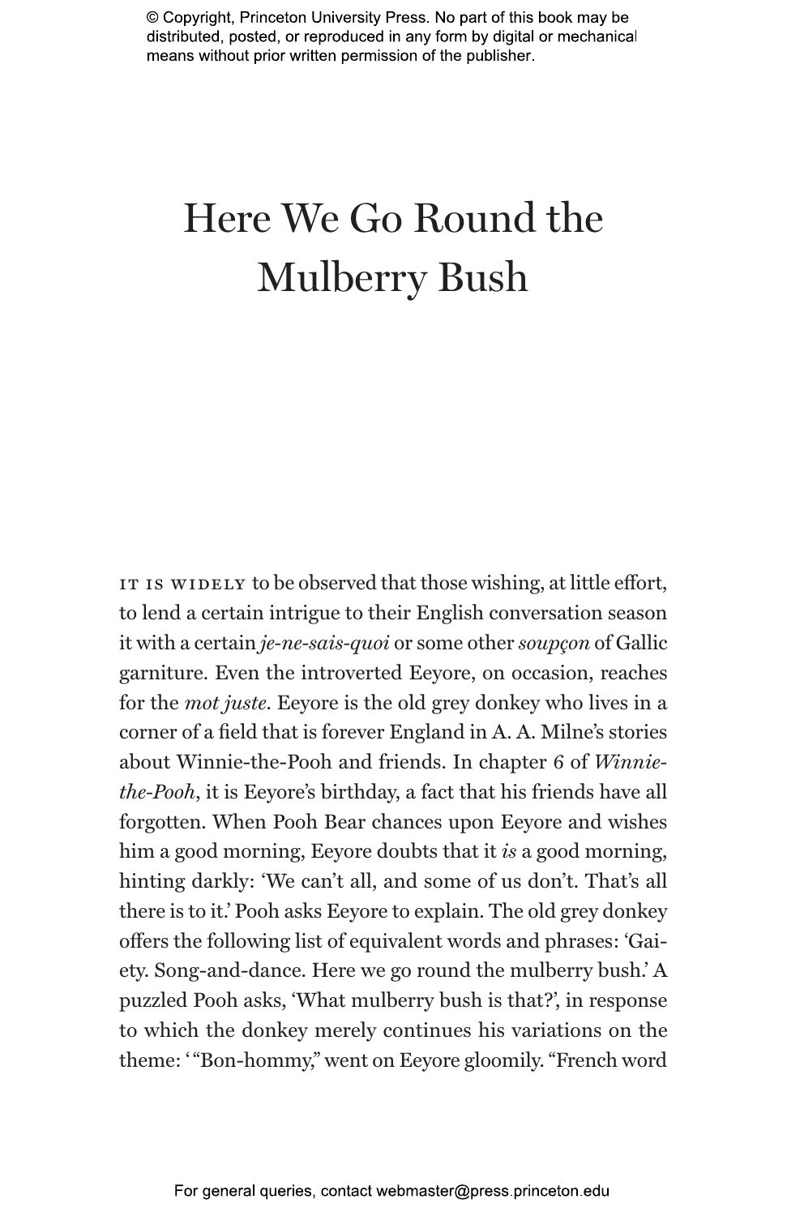# Here We Go Round the Mulberry Bush

IT IS WIDELY to be observed that those wishing, at little effort, to lend a certain intrigue to their English conversation season it with a certain *je-ne-sais-quoi* or some other *soupçon* of Gallic garniture. Even the introverted Eeyore, on occasion, reaches for the *mot juste*. Eeyore is the old grey donkey who lives in a corner of a field that is forever England in A. A. Milne's stories about Winnie-the-Pooh and friends. In chapter 6 of *Winnie-the-Pooh*, it is Eeyore's birthday, a fact that his friends have all forgotten. When Pooh Bear chances upon Eeyore and wishes him a good morning, Eeyore doubts that it *is* a good morning, hinting darkly: 'We can't all, and some of us don't. That's all there is to it.' Pooh asks Eeyore to explain. The old grey donkey offers the following list of equivalent words and phrases: 'Gaiety. Song-and-dance. Here we go round the mulberry bush.' A puzzled Pooh asks, 'What mulberry bush is that?', in response to which the donkey merely continues his variations on the theme: '"Bon-hommy," went on Eeyore gloomily. "French word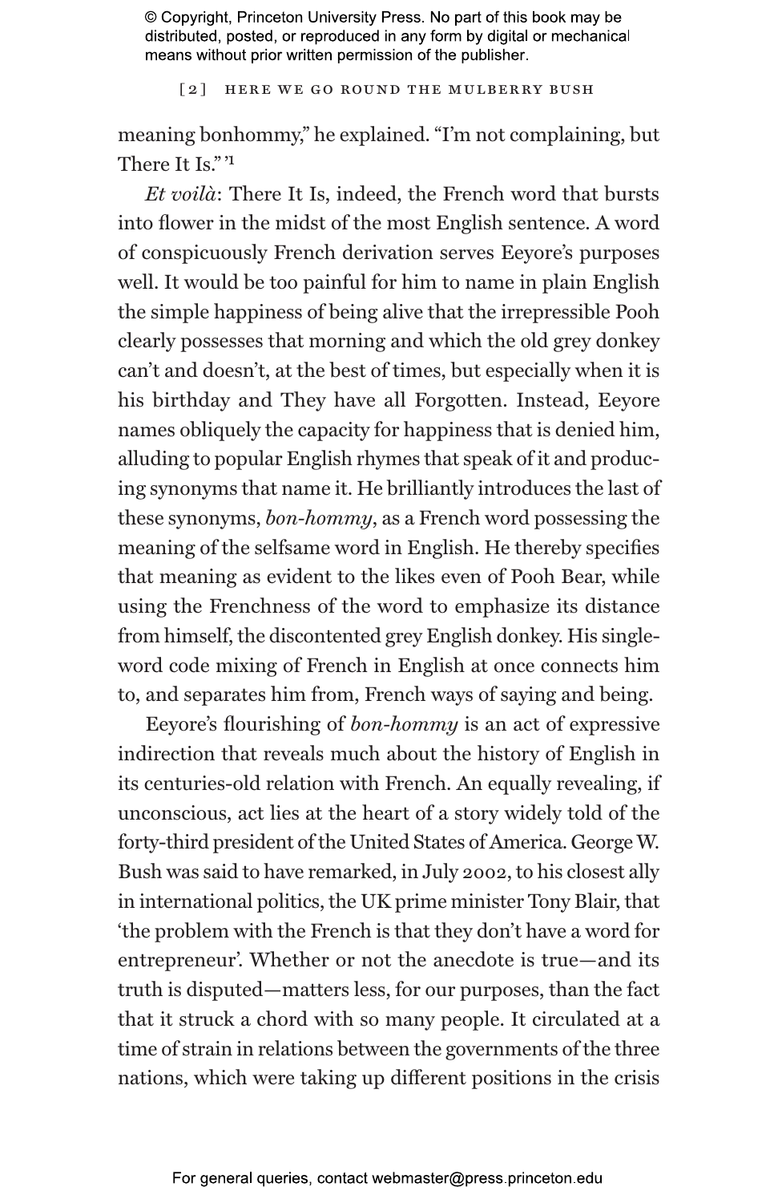meaning bonhommy," he explained. "I'm not complaining, but There It Is." '[1]

*Et voilà*: There It Is, indeed, the French word that bursts into flower in the midst of the most English sentence. A word of conspicuously French derivation serves Eeyore's purposes well. It would be too painful for him to name in plain English the simple happiness of being alive that the irrepressible Pooh clearly possesses that morning and which the old grey donkey can't and doesn't, at the best of times, but especially when it is his birthday and They have all Forgotten. Instead, Eeyore names obliquely the capacity for happiness that is denied him, alluding to popular English rhymes that speak of it and producing synonyms that name it. He brilliantly introduces the last of these synonyms, *bon-hommy*, as a French word possessing the meaning of the selfsame word in English. He thereby specifies that meaning as evident to the likes even of Pooh Bear, while using the Frenchness of the word to emphasize its distance from himself, the discontented grey English donkey. His single-word code mixing of French in English at once connects him to, and separates him from, French ways of saying and being.

Eeyore's flourishing of *bon-hommy* is an act of expressive indirection that reveals much about the history of English in its centuries-old relation with French. An equally revealing, if unconscious, act lies at the heart of a story widely told of the forty-third president of the United States of America. George W. Bush was said to have remarked, in July 2002, to his closest ally in international politics, the UK prime minister Tony Blair, that 'the problem with the French is that they don't have a word for entrepreneur'. Whether or not the anecdote is true—and its truth is disputed—matters less, for our purposes, than the fact that it struck a chord with so many people. It circulated at a time of strain in relations between the governments of the three nations, which were taking up different positions in the crisis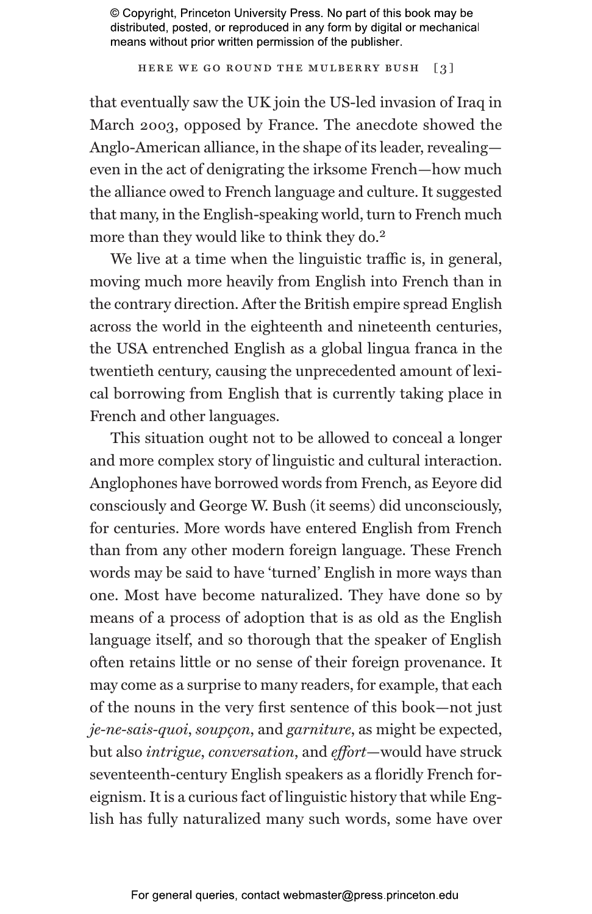that eventually saw the UK join the US-led invasion of Iraq in March 2003, opposed by France. The anecdote showed the Anglo-American alliance, in the shape of its leader, revealing—even in the act of denigrating the irksome French—how much the alliance owed to French language and culture. It suggested that many, in the English-speaking world, turn to French much more than they would like to think they do.[2]

We live at a time when the linguistic traffic is, in general, moving much more heavily from English into French than in the contrary direction. After the British empire spread English across the world in the eighteenth and nineteenth centuries, the USA entrenched English as a global lingua franca in the twentieth century, causing the unprecedented amount of lexical borrowing from English that is currently taking place in French and other languages.

This situation ought not to be allowed to conceal a longer and more complex story of linguistic and cultural interaction. Anglophones have borrowed words from French, as Eeyore did consciously and George W. Bush (it seems) did unconsciously, for centuries. More words have entered English from French than from any other modern foreign language. These French words may be said to have 'turned' English in more ways than one. Most have become naturalized. They have done so by means of a process of adoption that is as old as the English language itself, and so thorough that the speaker of English often retains little or no sense of their foreign provenance. It may come as a surprise to many readers, for example, that each of the nouns in the very first sentence of this book—not just *je-ne-sais-quoi*, *soupçon*, and *garniture*, as might be expected, but also *intrigue*, *conversation*, and *effort*—would have struck seventeenth-century English speakers as a floridly French foreignism. It is a curious fact of linguistic history that while English has fully naturalized many such words, some have over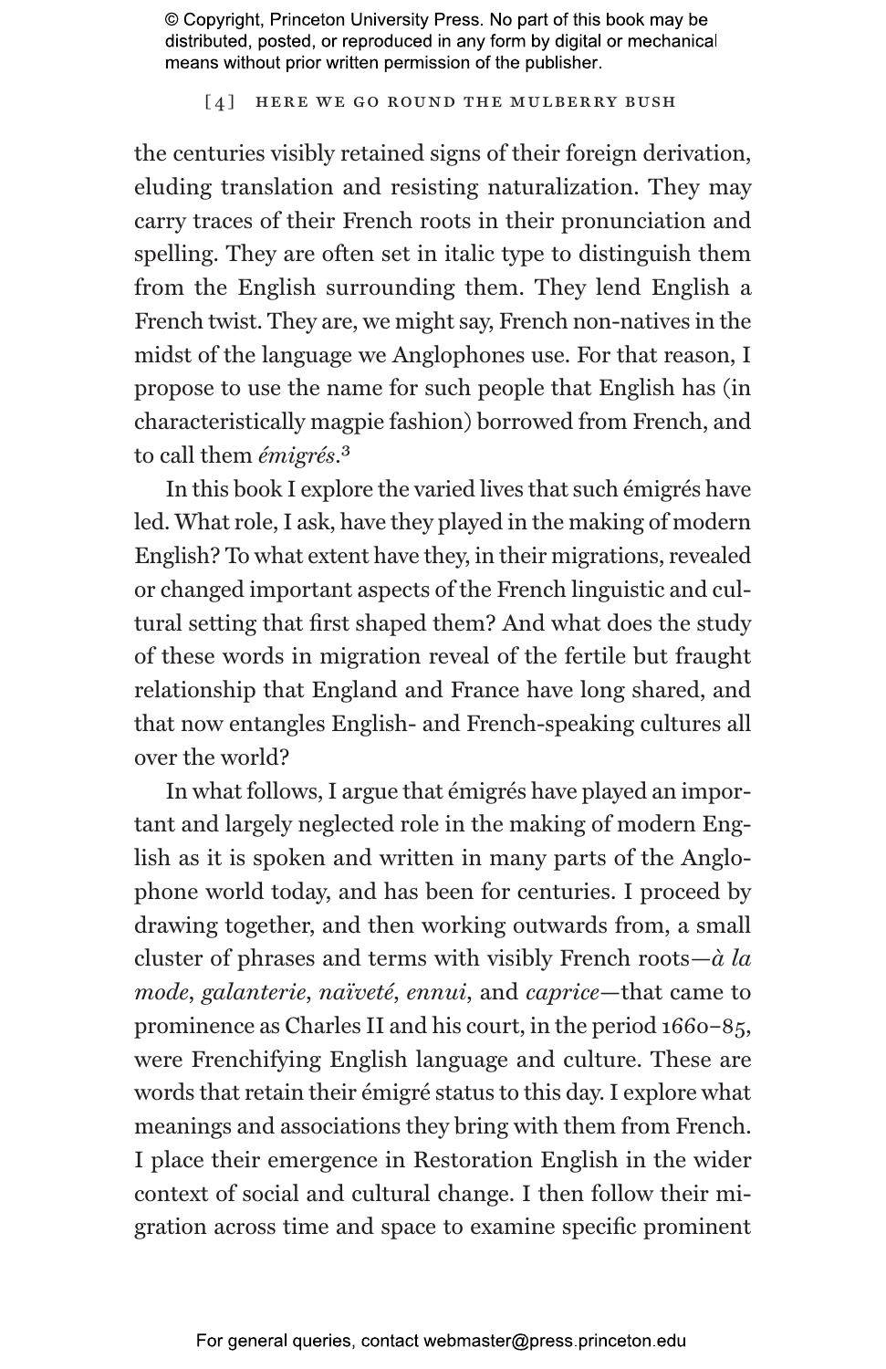the centuries visibly retained signs of their foreign derivation, eluding translation and resisting naturalization. They may carry traces of their French roots in their pronunciation and spelling. They are often set in italic type to distinguish them from the English surrounding them. They lend English a French twist. They are, we might say, French non-natives in the midst of the language we Anglophones use. For that reason, I propose to use the name for such people that English has (in characteristically magpie fashion) borrowed from French, and to call them *émigrés*.[3]

In this book I explore the varied lives that such émigrés have led. What role, I ask, have they played in the making of modern English? To what extent have they, in their migrations, revealed or changed important aspects of the French linguistic and cultural setting that first shaped them? And what does the study of these words in migration reveal of the fertile but fraught relationship that England and France have long shared, and that now entangles English- and French-speaking cultures all over the world?

In what follows, I argue that émigrés have played an important and largely neglected role in the making of modern English as it is spoken and written in many parts of the Anglophone world today, and has been for centuries. I proceed by drawing together, and then working outwards from, a small cluster of phrases and terms with visibly French roots—*à la mode*, *galanterie*, *naïveté*, *ennui*, and *caprice*—that came to prominence as Charles II and his court, in the period 1660–85, were Frenchifying English language and culture. These are words that retain their émigré status to this day. I explore what meanings and associations they bring with them from French. I place their emergence in Restoration English in the wider context of social and cultural change. I then follow their migration across time and space to examine specific prominent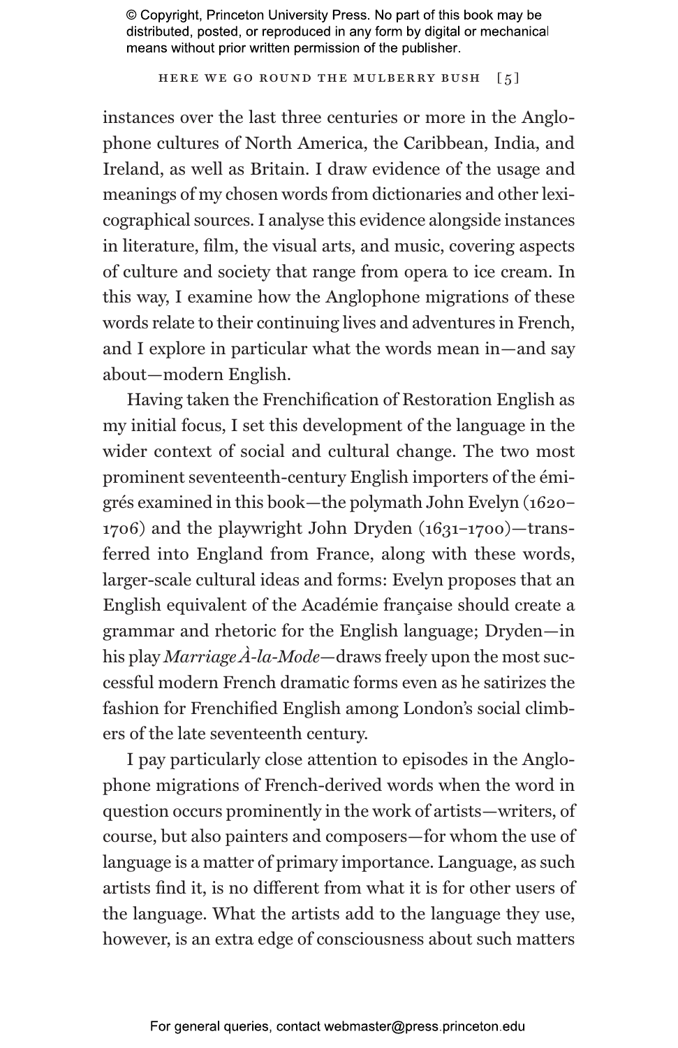instances over the last three centuries or more in the Anglophone cultures of North America, the Caribbean, India, and Ireland, as well as Britain. I draw evidence of the usage and meanings of my chosen words from dictionaries and other lexicographical sources. I analyse this evidence alongside instances in literature, film, the visual arts, and music, covering aspects of culture and society that range from opera to ice cream. In this way, I examine how the Anglophone migrations of these words relate to their continuing lives and adventures in French, and I explore in particular what the words mean in—and say about—modern English.

Having taken the Frenchification of Restoration English as my initial focus, I set this development of the language in the wider context of social and cultural change. The two most prominent seventeenth-century English importers of the émigrés examined in this book—the polymath John Evelyn (1620–1706) and the playwright John Dryden (1631–1700)—transferred into England from France, along with these words, larger-scale cultural ideas and forms: Evelyn proposes that an English equivalent of the Académie française should create a grammar and rhetoric for the English language; Dryden—in his play *Marriage À-la-Mode*—draws freely upon the most successful modern French dramatic forms even as he satirizes the fashion for Frenchified English among London's social climbers of the late seventeenth century.

I pay particularly close attention to episodes in the Anglophone migrations of French-derived words when the word in question occurs prominently in the work of artists—writers, of course, but also painters and composers—for whom the use of language is a matter of primary importance. Language, as such artists find it, is no different from what it is for other users of the language. What the artists add to the language they use, however, is an extra edge of consciousness about such matters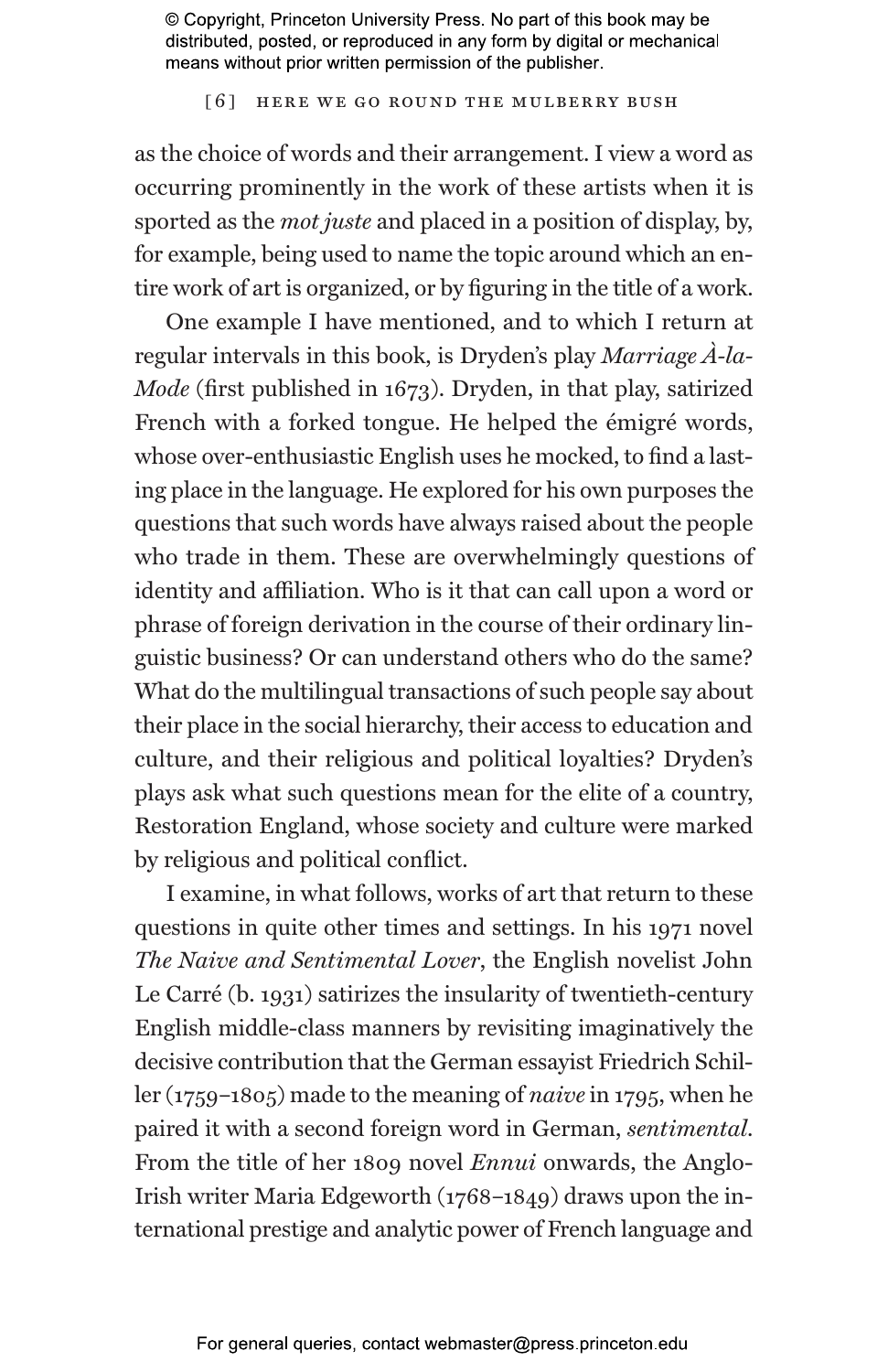as the choice of words and their arrangement. I view a word as occurring prominently in the work of these artists when it is sported as the *mot juste* and placed in a position of display, by, for example, being used to name the topic around which an entire work of art is organized, or by figuring in the title of a work.

One example I have mentioned, and to which I return at regular intervals in this book, is Dryden's play *Marriage À-la-Mode* (first published in 1673). Dryden, in that play, satirized French with a forked tongue. He helped the émigré words, whose over-enthusiastic English uses he mocked, to find a lasting place in the language. He explored for his own purposes the questions that such words have always raised about the people who trade in them. These are overwhelmingly questions of identity and affiliation. Who is it that can call upon a word or phrase of foreign derivation in the course of their ordinary linguistic business? Or can understand others who do the same? What do the multilingual transactions of such people say about their place in the social hierarchy, their access to education and culture, and their religious and political loyalties? Dryden's plays ask what such questions mean for the elite of a country, Restoration England, whose society and culture were marked by religious and political conflict.

I examine, in what follows, works of art that return to these questions in quite other times and settings. In his 1971 novel *The Naive and Sentimental Lover*, the English novelist John Le Carré (b. 1931) satirizes the insularity of twentieth-century English middle-class manners by revisiting imaginatively the decisive contribution that the German essayist Friedrich Schiller (1759–1805) made to the meaning of *naive* in 1795, when he paired it with a second foreign word in German, *sentimental*. From the title of her 1809 novel *Ennui* onwards, the Anglo-Irish writer Maria Edgeworth (1768–1849) draws upon the international prestige and analytic power of French language and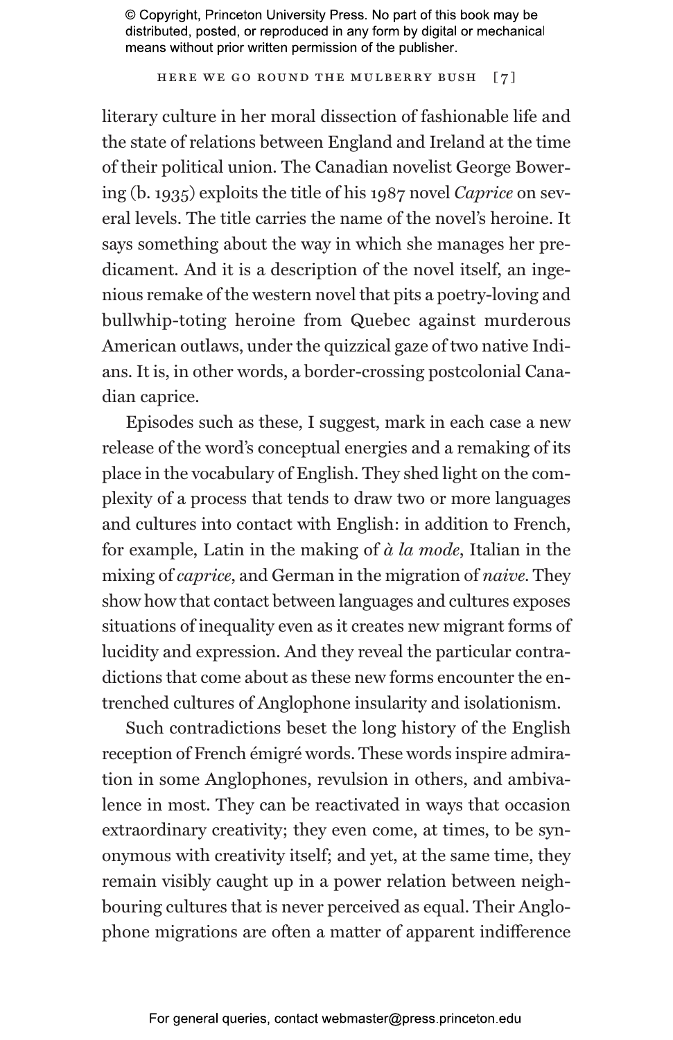literary culture in her moral dissection of fashionable life and the state of relations between England and Ireland at the time of their political union. The Canadian novelist George Bowering (b. 1935) exploits the title of his 1987 novel *Caprice* on several levels. The title carries the name of the novel's heroine. It says something about the way in which she manages her predicament. And it is a description of the novel itself, an ingenious remake of the western novel that pits a poetry-loving and bullwhip-toting heroine from Quebec against murderous American outlaws, under the quizzical gaze of two native Indians. It is, in other words, a border-crossing postcolonial Canadian caprice.

Episodes such as these, I suggest, mark in each case a new release of the word's conceptual energies and a remaking of its place in the vocabulary of English. They shed light on the complexity of a process that tends to draw two or more languages and cultures into contact with English: in addition to French, for example, Latin in the making of *à la mode*, Italian in the mixing of *caprice*, and German in the migration of *naive*. They show how that contact between languages and cultures exposes situations of inequality even as it creates new migrant forms of lucidity and expression. And they reveal the particular contradictions that come about as these new forms encounter the entrenched cultures of Anglophone insularity and isolationism.

Such contradictions beset the long history of the English reception of French émigré words. These words inspire admiration in some Anglophones, revulsion in others, and ambivalence in most. They can be reactivated in ways that occasion extraordinary creativity; they even come, at times, to be synonymous with creativity itself; and yet, at the same time, they remain visibly caught up in a power relation between neighbouring cultures that is never perceived as equal. Their Anglophone migrations are often a matter of apparent indifference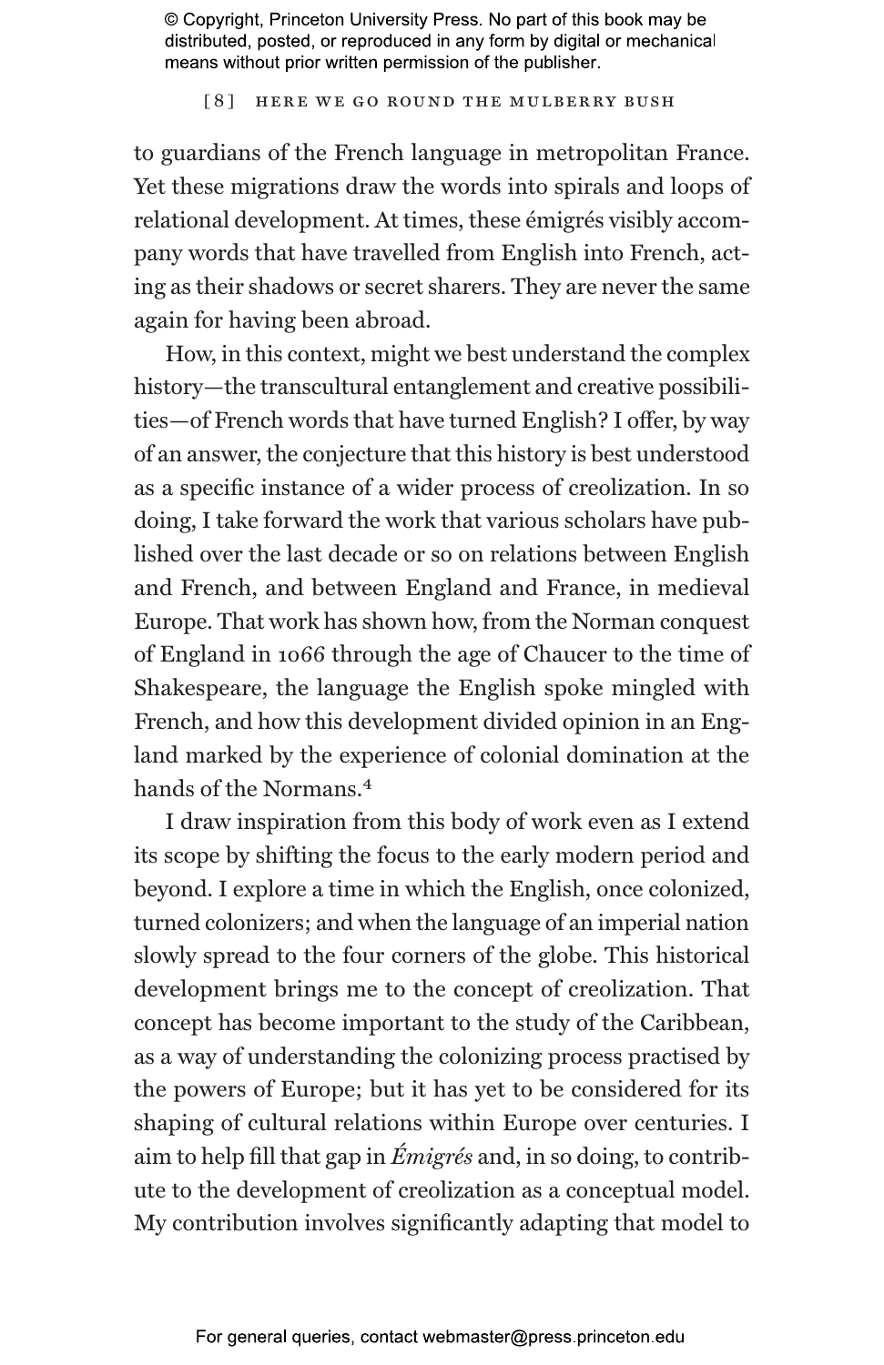to guardians of the French language in metropolitan France. Yet these migrations draw the words into spirals and loops of relational development. At times, these émigrés visibly accompany words that have travelled from English into French, acting as their shadows or secret sharers. They are never the same again for having been abroad.

How, in this context, might we best understand the complex history—the transcultural entanglement and creative possibilities—of French words that have turned English? I offer, by way of an answer, the conjecture that this history is best understood as a specific instance of a wider process of creolization. In so doing, I take forward the work that various scholars have published over the last decade or so on relations between English and French, and between England and France, in medieval Europe. That work has shown how, from the Norman conquest of England in 1066 through the age of Chaucer to the time of Shakespeare, the language the English spoke mingled with French, and how this development divided opinion in an England marked by the experience of colonial domination at the hands of the Normans.[4]

I draw inspiration from this body of work even as I extend its scope by shifting the focus to the early modern period and beyond. I explore a time in which the English, once colonized, turned colonizers; and when the language of an imperial nation slowly spread to the four corners of the globe. This historical development brings me to the concept of creolization. That concept has become important to the study of the Caribbean, as a way of understanding the colonizing process practised by the powers of Europe; but it has yet to be considered for its shaping of cultural relations within Europe over centuries. I aim to help fill that gap in *Émigrés* and, in so doing, to contribute to the development of creolization as a conceptual model. My contribution involves significantly adapting that model to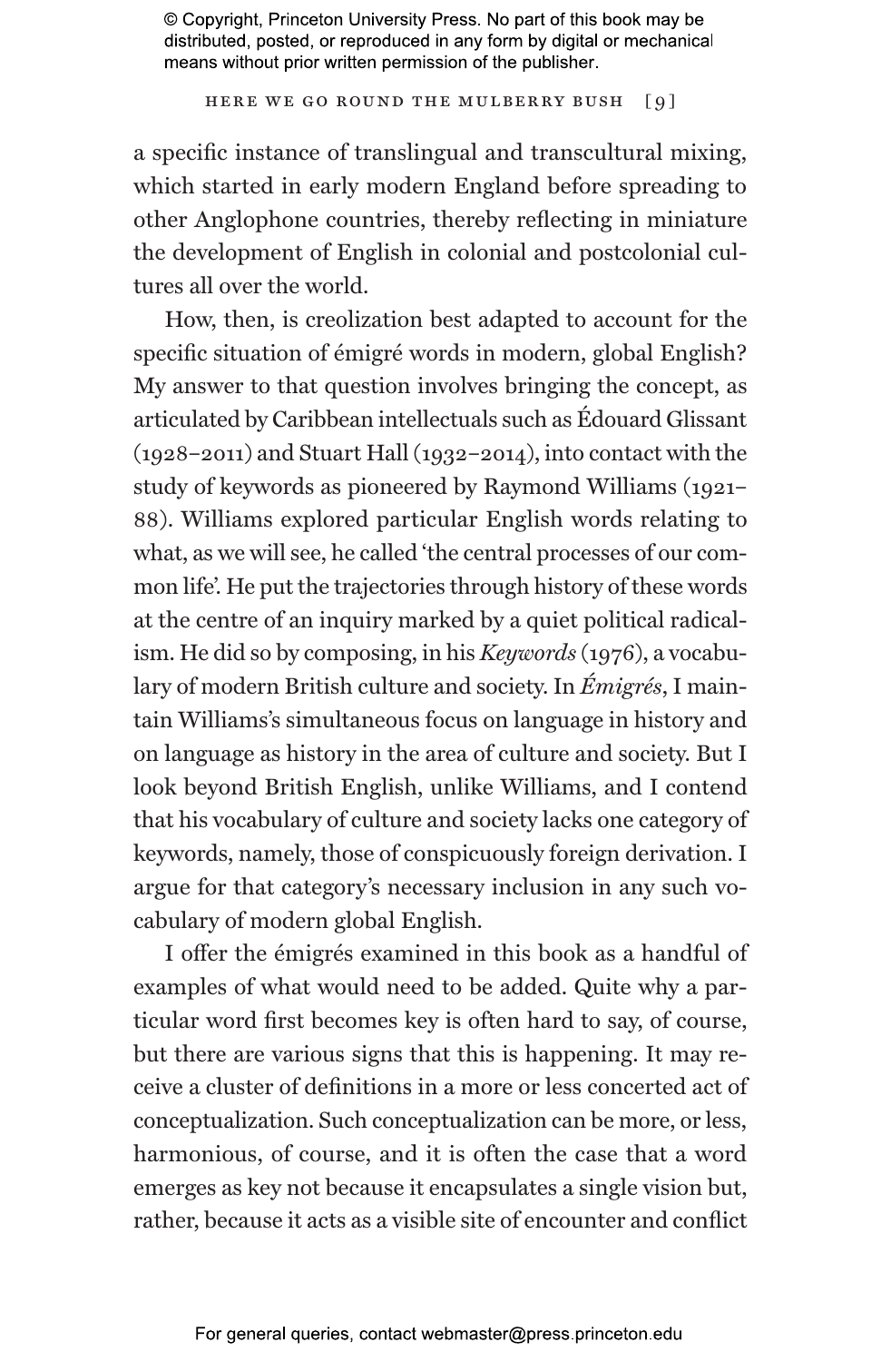a specific instance of translingual and transcultural mixing, which started in early modern England before spreading to other Anglophone countries, thereby reflecting in miniature the development of English in colonial and postcolonial cultures all over the world.

How, then, is creolization best adapted to account for the specific situation of émigré words in modern, global English? My answer to that question involves bringing the concept, as articulated by Caribbean intellectuals such as Édouard Glissant (1928–2011) and Stuart Hall (1932–2014), into contact with the study of keywords as pioneered by Raymond Williams (1921–88). Williams explored particular English words relating to what, as we will see, he called 'the central processes of our common life'. He put the trajectories through history of these words at the centre of an inquiry marked by a quiet political radicalism. He did so by composing, in his *Keywords* (1976), a vocabulary of modern British culture and society. In *Émigrés*, I maintain Williams's simultaneous focus on language in history and on language as history in the area of culture and society. But I look beyond British English, unlike Williams, and I contend that his vocabulary of culture and society lacks one category of keywords, namely, those of conspicuously foreign derivation. I argue for that category's necessary inclusion in any such vocabulary of modern global English.

I offer the émigrés examined in this book as a handful of examples of what would need to be added. Quite why a particular word first becomes key is often hard to say, of course, but there are various signs that this is happening. It may receive a cluster of definitions in a more or less concerted act of conceptualization. Such conceptualization can be more, or less, harmonious, of course, and it is often the case that a word emerges as key not because it encapsulates a single vision but, rather, because it acts as a visible site of encounter and conflict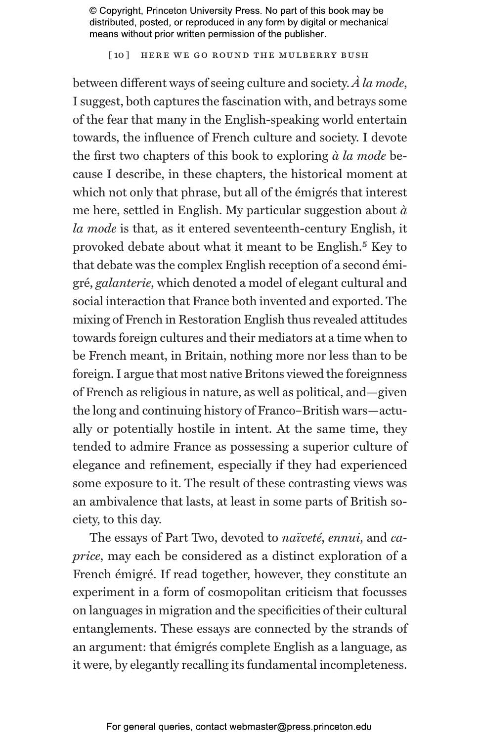between different ways of seeing culture and society. *À la mode*, I suggest, both captures the fascination with, and betrays some of the fear that many in the English-speaking world entertain towards, the influence of French culture and society. I devote the first two chapters of this book to exploring *à la mode* because I describe, in these chapters, the historical moment at which not only that phrase, but all of the émigrés that interest me here, settled in English. My particular suggestion about *à la mode* is that, as it entered seventeenth-century English, it provoked debate about what it meant to be English.[5] Key to that debate was the complex English reception of a second émigré, *galanterie*, which denoted a model of elegant cultural and social interaction that France both invented and exported. The mixing of French in Restoration English thus revealed attitudes towards foreign cultures and their mediators at a time when to be French meant, in Britain, nothing more nor less than to be foreign. I argue that most native Britons viewed the foreignness of French as religious in nature, as well as political, and—given the long and continuing history of Franco–British wars—actually or potentially hostile in intent. At the same time, they tended to admire France as possessing a superior culture of elegance and refinement, especially if they had experienced some exposure to it. The result of these contrasting views was an ambivalence that lasts, at least in some parts of British society, to this day.

The essays of Part Two, devoted to *naïveté*, *ennui*, and *caprice*, may each be considered as a distinct exploration of a French émigré. If read together, however, they constitute an experiment in a form of cosmopolitan criticism that focusses on languages in migration and the specificities of their cultural entanglements. These essays are connected by the strands of an argument: that émigrés complete English as a language, as it were, by elegantly recalling its fundamental incompleteness.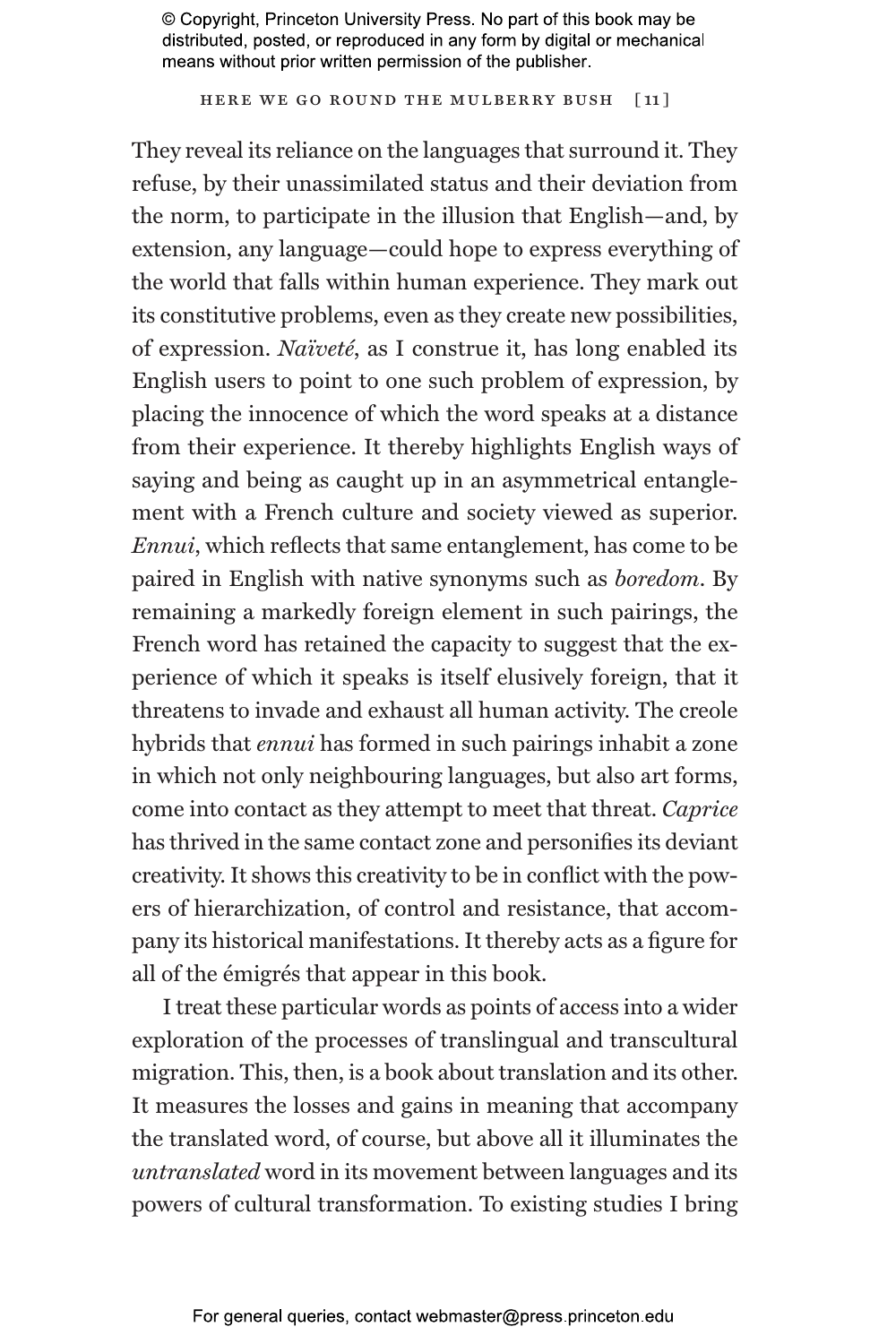They reveal its reliance on the languages that surround it. They refuse, by their unassimilated status and their deviation from the norm, to participate in the illusion that English—and, by extension, any language—could hope to express everything of the world that falls within human experience. They mark out its constitutive problems, even as they create new possibilities, of expression. *Naïveté*, as I construe it, has long enabled its English users to point to one such problem of expression, by placing the innocence of which the word speaks at a distance from their experience. It thereby highlights English ways of saying and being as caught up in an asymmetrical entanglement with a French culture and society viewed as superior. *Ennui*, which reflects that same entanglement, has come to be paired in English with native synonyms such as *boredom*. By remaining a markedly foreign element in such pairings, the French word has retained the capacity to suggest that the experience of which it speaks is itself elusively foreign, that it threatens to invade and exhaust all human activity. The creole hybrids that *ennui* has formed in such pairings inhabit a zone in which not only neighbouring languages, but also art forms, come into contact as they attempt to meet that threat. *Caprice* has thrived in the same contact zone and personifies its deviant creativity. It shows this creativity to be in conflict with the powers of hierarchization, of control and resistance, that accompany its historical manifestations. It thereby acts as a figure for all of the émigrés that appear in this book.

I treat these particular words as points of access into a wider exploration of the processes of translingual and transcultural migration. This, then, is a book about translation and its other. It measures the losses and gains in meaning that accompany the translated word, of course, but above all it illuminates the *untranslated* word in its movement between languages and its powers of cultural transformation. To existing studies I bring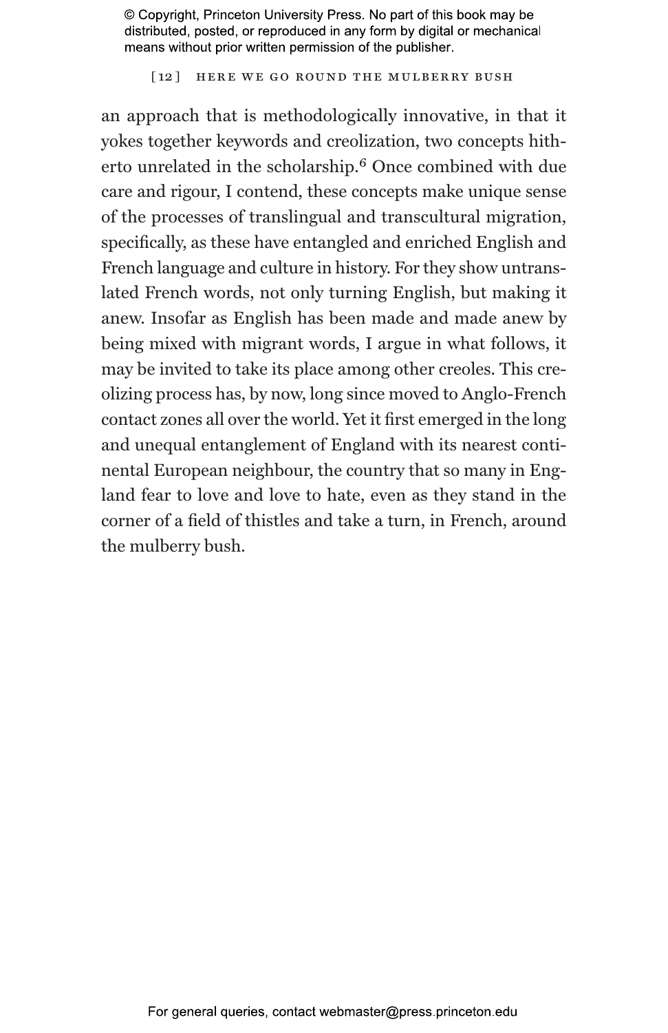an approach that is methodologically innovative, in that it yokes together keywords and creolization, two concepts hitherto unrelated in the scholarship.[6] Once combined with due care and rigour, I contend, these concepts make unique sense of the processes of translingual and transcultural migration, specifically, as these have entangled and enriched English and French language and culture in history. For they show untranslated French words, not only turning English, but making it anew. Insofar as English has been made and made anew by being mixed with migrant words, I argue in what follows, it may be invited to take its place among other creoles. This creolizing process has, by now, long since moved to Anglo-French contact zones all over the world. Yet it first emerged in the long and unequal entanglement of England with its nearest continental European neighbour, the country that so many in England fear to love and love to hate, even as they stand in the corner of a field of thistles and take a turn, in French, around the mulberry bush.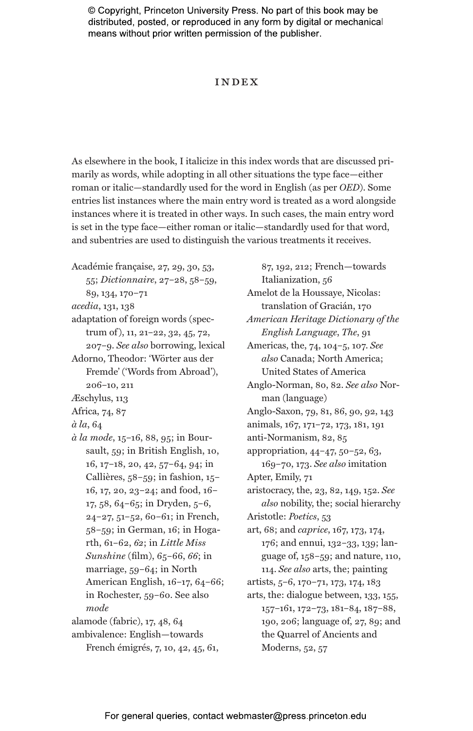© Copyright, Princeton University Press. No part of this book may be distributed, posted, or reproduced in any form by digital or mechanical means without prior written permission of the publisher.

# INDEX

As elsewhere in the book, I italicize in this index words that are discussed primarily as words, while adopting in all other situations the type face—either roman or italic—standardly used for the word in English (as per *OED*). Some entries list instances where the main entry word is treated as a word alongside instances where it is treated in other ways. In such cases, the main entry word is set in the type face—either roman or italic—standardly used for that word, and subentries are used to distinguish the various treatments it receives.

Académie française, 27, 29, 30, 53, 55; *Dictionnaire*, 27–28, 58–59, 89, 134, 170–71

*acedia*, 131, 138

adaptation of foreign words (spectrum of), 11, 21–22, 32, 45, 72, 207–9. *See also* borrowing, lexical

Adorno, Theodor: 'Wörter aus der Fremde' ('Words from Abroad'), 206–10, 211

Æschylus, 113

Africa, 74, 87

*à la*, 64

*à la mode*, 15–16, 88, 95; in Boursault, 59; in British English, 10, 16, 17–18, 20, 42, 57–64, 94; in Callières, 58–59; in fashion, 15–16, 17, 20, 23–24; and food, 16–17, 58, 64–65; in Dryden, 5–6, 24–27, 51–52, 60–61; in French, 58–59; in German, 16; in Hogarth, 61–62, *62*; in *Little Miss Sunshine* (film), 65–66, *66*; in marriage, 59–64; in North American English, 16–17, 64–66; in Rochester, 59–60. See also *mode*

alamode (fabric), 17, 48, 64

ambivalence: English—towards French émigrés, 7, 10, 42, 45, 61, 87, 192, 212; French—towards Italianization, 56

Amelot de la Houssaye, Nicolas: translation of Gracián, 170

*American Heritage Dictionary of the English Language, The*, 91

Americas, the, 74, 104–5, 107. *See also* Canada; North America; United States of America

Anglo-Norman, 80, 82. *See also* Norman (language)

Anglo-Saxon, 79, 81, 86, 90, 92, 143

animals, 167, 171–72, 173, 181, 191

anti-Normanism, 82, 85

appropriation, 44–47, 50–52, 63, 169–70, 173. *See also* imitation

Apter, Emily, 71

aristocracy, the, 23, 82, 149, 152. *See also* nobility, the; social hierarchy

Aristotle: *Poetics*, 53

art, 68; and *caprice*, 167, 173, 174, 176; and ennui, 132–33, 139; language of, 158–59; and nature, 110, 114. *See also* arts, the; painting

artists, 5–6, 170–71, 173, 174, 183

arts, the: dialogue between, 133, 155, 157–161, 172–73, 181–84, 187–88, 190, 206; language of, 27, 89; and the Quarrel of Ancients and Moderns, 52, 57

For general queries, contact webmaster@press.princeton.edu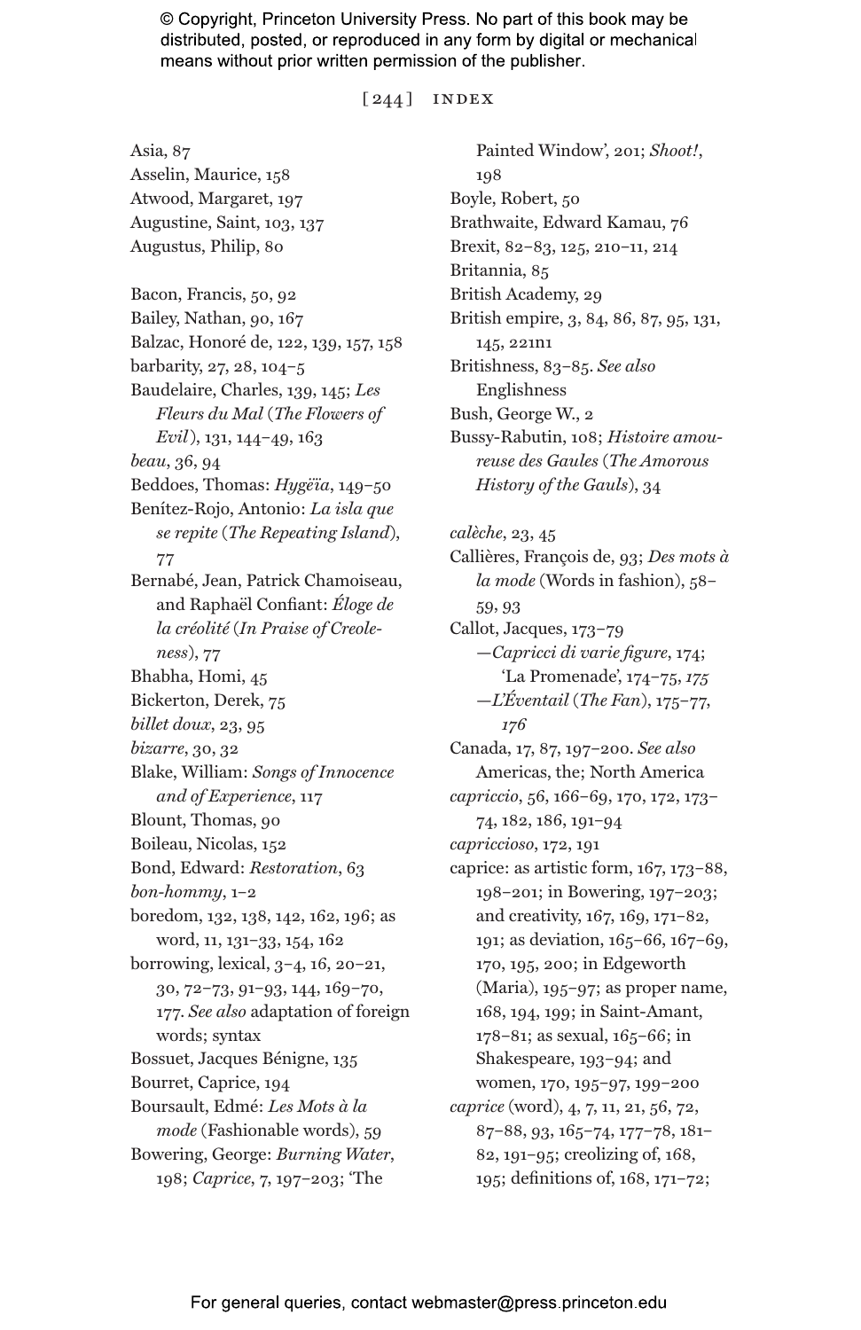Asia, 87
Asselin, Maurice, 158
Atwood, Margaret, 197
Augustine, Saint, 103, 137
Augustus, Philip, 80

Bacon, Francis, 50, 92
Bailey, Nathan, 90, 167
Balzac, Honoré de, 122, 139, 157, 158
barbarity, 27, 28, 104–5
Baudelaire, Charles, 139, 145; *Les Fleurs du Mal* (*The Flowers of Evil*), 131, 144–49, 163
*beau*, 36, 94
Beddoes, Thomas: *Hygëïa*, 149–50
Benítez-Rojo, Antonio: *La isla que se repite* (*The Repeating Island*), 77
Bernabé, Jean, Patrick Chamoiseau, and Raphaël Confiant: *Éloge de la créolité* (*In Praise of Creoleness*), 77
Bhabha, Homi, 45
Bickerton, Derek, 75
*billet doux*, 23, 95
*bizarre*, 30, 32
Blake, William: *Songs of Innocence and of Experience*, 117
Blount, Thomas, 90
Boileau, Nicolas, 152
Bond, Edward: *Restoration*, 63
*bon-hommy*, 1–2
boredom, 132, 138, 142, 162, 196; as word, 11, 131–33, 154, 162
borrowing, lexical, 3–4, 16, 20–21, 30, 72–73, 91–93, 144, 169–70, 177. *See also* adaptation of foreign words; syntax
Bossuet, Jacques Bénigne, 135
Bourret, Caprice, 194
Boursault, Edmé: *Les Mots à la mode* (Fashionable words), 59
Bowering, George: *Burning Water*, 198; *Caprice*, 7, 197–203; 'The Painted Window', 201; *Shoot!*, 198
Boyle, Robert, 50
Brathwaite, Edward Kamau, 76
Brexit, 82–83, 125, 210–11, 214
Britannia, 85
British Academy, 29
British empire, 3, 84, 86, 87, 95, 131, 145, 221n1
Britishness, 83–85. *See also* Englishness
Bush, George W., 2
Bussy-Rabutin, 108; *Histoire amoureuse des Gaules* (*The Amorous History of the Gauls*), 34

*calèche*, 23, 45
Callières, François de, 93; *Des mots à la mode* (Words in fashion), 58–59, 93
Callot, Jacques, 173–79
—*Capricci di varie figure*, 174; 'La Promenade', 174–75, *175*
—*L'Éventail* (*The Fan*), 175–77, *176*
Canada, 17, 87, 197–200. *See also* Americas, the; North America
*capriccio*, 56, 166–69, 170, 172, 173–74, 182, 186, 191–94
*capriccioso*, 172, 191
caprice: as artistic form, 167, 173–88, 198–201; in Bowering, 197–203; and creativity, 167, 169, 171–82, 191; as deviation, 165–66, 167–69, 170, 195, 200; in Edgeworth (Maria), 195–97; as proper name, 168, 194, 199; in Saint-Amant, 178–81; as sexual, 165–66; in Shakespeare, 193–94; and women, 170, 195–97, 199–200
*caprice* (word), 4, 7, 11, 21, 56, 72, 87–88, 93, 165–74, 177–78, 181–82, 191–95; creolizing of, 168, 195; definitions of, 168, 171–72;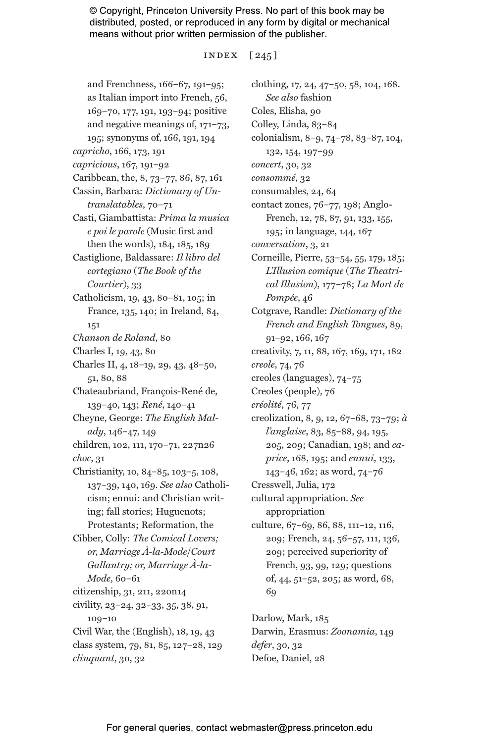and Frenchness, 166–67, 191–95; as Italian import into French, 56, 169–70, 177, 191, 193–94; positive and negative meanings of, 171–73, 195; synonyms of, 166, 191, 194

*capricho*, 166, 173, 191

*capricious*, 167, 191–92

Caribbean, the, 8, 73–77, 86, 87, 161

Cassin, Barbara: *Dictionary of Untranslatables*, 70–71

Casti, Giambattista: *Prima la musica e poi le parole* (Music first and then the words), 184, 185, 189

Castiglione, Baldassare: *Il libro del cortegiano* (*The Book of the Courtier*), 33

Catholicism, 19, 43, 80–81, 105; in France, 135, 140; in Ireland, 84, 151

*Chanson de Roland*, 80

Charles I, 19, 43, 80

Charles II, 4, 18–19, 29, 43, 48–50, 51, 80, 88

Chateaubriand, François-René de, 139–40, 143; *René*, 140–41

Cheyne, George: *The English Malady*, 146–47, 149

children, 102, 111, 170–71, 227n26

*choc*, 31

Christianity, 10, 84–85, 103–5, 108, 137–39, 140, 169. *See also* Catholicism; ennui: and Christian writing; fall stories; Huguenots; Protestants; Reformation, the

Cibber, Colly: *The Comical Lovers; or, Marriage À-la-Mode/Court Gallantry; or, Marriage À-la-Mode*, 60–61

citizenship, 31, 211, 220n14

civility, 23–24, 32–33, 35, 38, 91, 109–10

Civil War, the (English), 18, 19, 43

class system, 79, 81, 85, 127–28, 129

*clinquant*, 30, 32

clothing, 17, 24, 47–50, 58, 104, 168. *See also* fashion

Coles, Elisha, 90

Colley, Linda, 83–84

colonialism, 8–9, 74–78, 83–87, 104, 132, 154, 197–99

*concert*, 30, 32

*consommé*, 32

consumables, 24, 64

contact zones, 76–77, 198; Anglo-French, 12, 78, 87, 91, 133, 155, 195; in language, 144, 167

*conversation*, 3, 21

Corneille, Pierre, 53–54, 55, 179, 185; *L'Illusion comique* (*The Theatrical Illusion*), 177–78; *La Mort de Pompée*, 46

Cotgrave, Randle: *Dictionary of the French and English Tongues*, 89, 91–92, 166, 167

creativity, 7, 11, 88, 167, 169, 171, 182

*creole*, 74, 76

creoles (languages), 74–75

Creoles (people), 76

*créolité*, 76, 77

creolization, 8, 9, 12, 67–68, 73–79; *à l'anglaise*, 83, 85–88, 94, 195, 205, 209; Canadian, 198; and *caprice*, 168, 195; and *ennui*, 133, 143–46, 162; as word, 74–76

Cresswell, Julia, 172

cultural appropriation. *See* appropriation

culture, 67–69, 86, 88, 111–12, 116, 209; French, 24, 56–57, 111, 136, 209; perceived superiority of French, 93, 99, 129; questions of, 44, 51–52, 205; as word, 68, 69

Darlow, Mark, 185

Darwin, Erasmus: *Zoonamia*, 149

*defer*, 30, 32

Defoe, Daniel, 28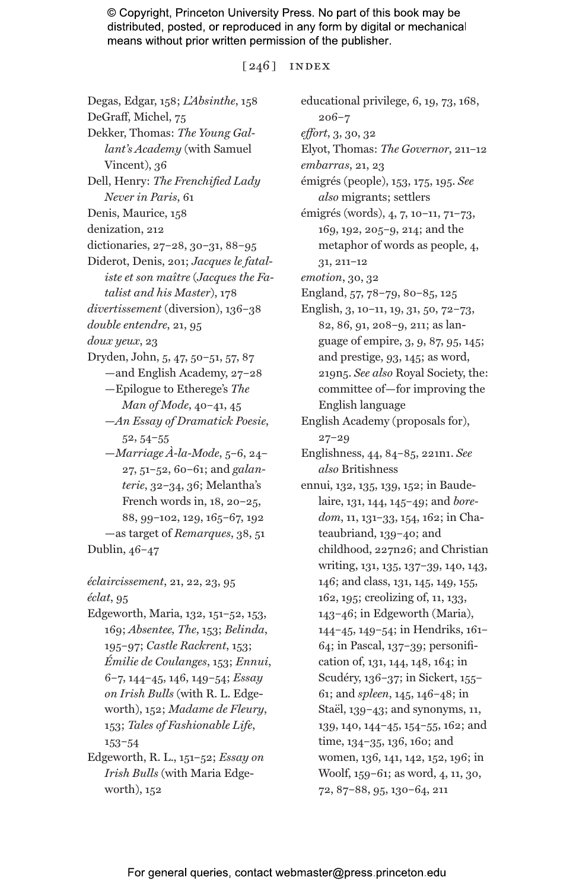Degas, Edgar, 158; *L'Absinthe*, 158
DeGraff, Michel, 75
Dekker, Thomas: *The Young Gallant's Academy* (with Samuel Vincent), 36
Dell, Henry: *The Frenchified Lady Never in Paris*, 61
Denis, Maurice, 158
denization, 212
dictionaries, 27–28, 30–31, 88–95
Diderot, Denis, 201; *Jacques le fataliste et son maître* (*Jacques the Fatalist and his Master*), 178
*divertissement* (diversion), 136–38
*double entendre*, 21, 95
*doux yeux*, 23
Dryden, John, 5, 47, 50–51, 57, 87
—and English Academy, 27–28
—Epilogue to Etherege's *The Man of Mode*, 40–41, 45
—*An Essay of Dramatick Poesie*, 52, 54–55
—*Marriage À-la-Mode*, 5–6, 24–27, 51–52, 60–61; and *galanterie*, 32–34, 36; Melantha's French words in, 18, 20–25, 88, 99–102, 129, 165–67, 192
—as target of *Remarques*, 38, 51
Dublin, 46–47

*éclaircissement*, 21, 22, 23, 95
*éclat*, 95
Edgeworth, Maria, 132, 151–52, 153, 169; *Absentee, The*, 153; *Belinda*, 195–97; *Castle Rackrent*, 153; *Émilie de Coulanges*, 153; *Ennui*, 6–7, 144–45, 146, 149–54; *Essay on Irish Bulls* (with R. L. Edgeworth), 152; *Madame de Fleury*, 153; *Tales of Fashionable Life*, 153–54
Edgeworth, R. L., 151–52; *Essay on Irish Bulls* (with Maria Edgeworth), 152
educational privilege, 6, 19, 73, 168, 206–7
*effort*, 3, 30, 32
Elyot, Thomas: *The Governor*, 211–12
*embarras*, 21, 23
émigrés (people), 153, 175, 195. *See also* migrants; settlers
émigrés (words), 4, 7, 10–11, 71–73, 169, 192, 205–9, 214; and the metaphor of words as people, 4, 31, 211–12
*emotion*, 30, 32
England, 57, 78–79, 80–85, 125
English, 3, 10–11, 19, 31, 50, 72–73, 82, 86, 91, 208–9, 211; as language of empire, 3, 9, 87, 95, 145; and prestige, 93, 145; as word, 219n5. *See also* Royal Society, the: committee of—for improving the English language
English Academy (proposals for), 27–29
Englishness, 44, 84–85, 221n1. *See also* Britishness
ennui, 132, 135, 139, 152; in Baudelaire, 131, 144, 145–49; and *boredom*, 11, 131–33, 154, 162; in Chateaubriand, 139–40; and childhood, 227n26; and Christian writing, 131, 135, 137–39, 140, 143, 146; and class, 131, 145, 149, 155, 162, 195; creolizing of, 11, 133, 143–46; in Edgeworth (Maria), 144–45, 149–54; in Hendriks, 161–64; in Pascal, 137–39; personification of, 131, 144, 148, 164; in Scudéry, 136–37; in Sickert, 155–61; and *spleen*, 145, 146–48; in Staël, 139–43; and synonyms, 11, 139, 140, 144–45, 154–55, 162; and time, 134–35, 136, 160; and women, 136, 141, 142, 152, 196; in Woolf, 159–61; as word, 4, 11, 30, 72, 87–88, 95, 130–64, 211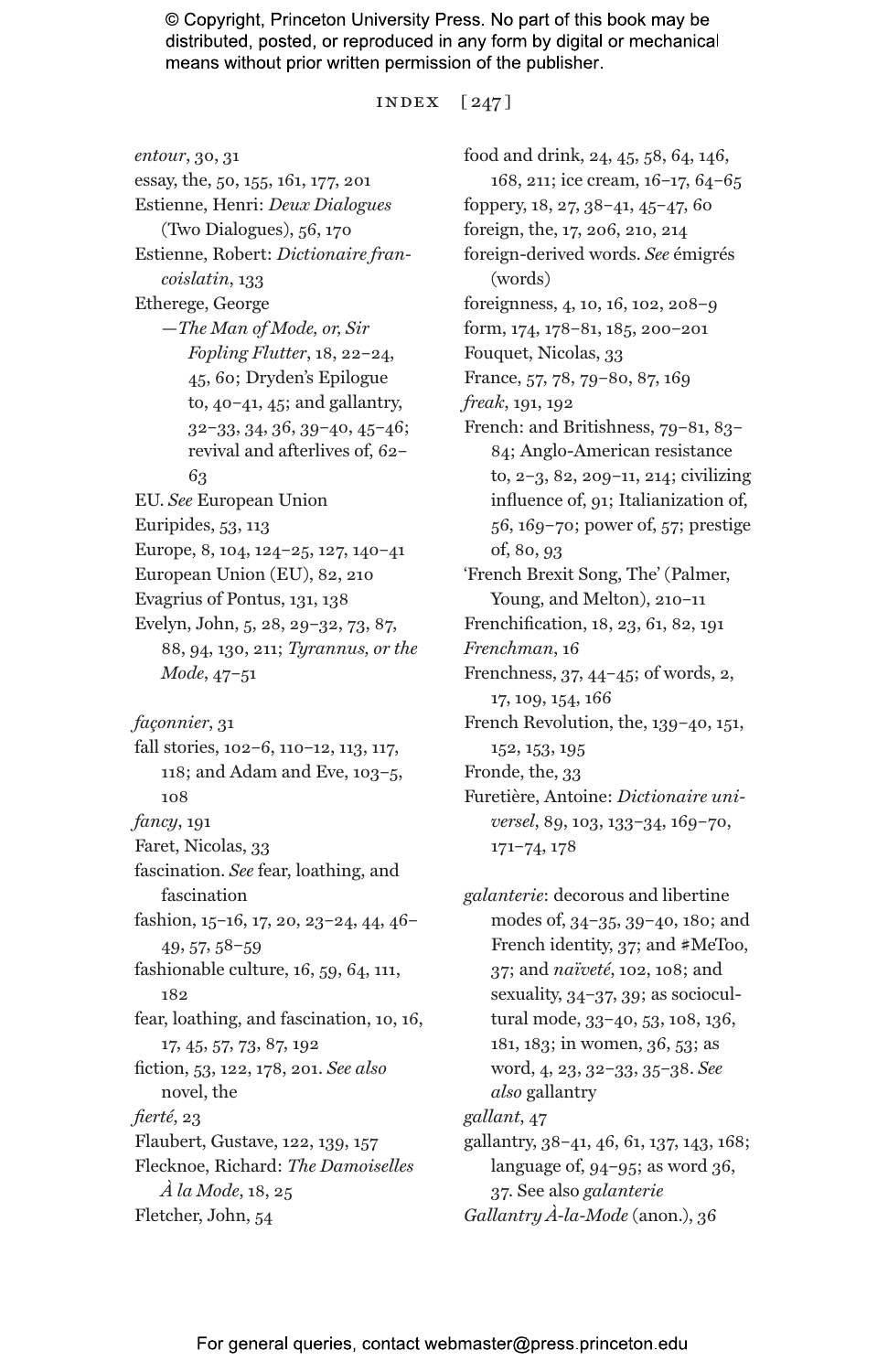*entour*, 30, 31
essay, the, 50, 155, 161, 177, 201
Estienne, Henri: *Deux Dialogues* (Two Dialogues), 56, 170
Estienne, Robert: *Dictionaire francoislatin*, 133
Etherege, George
 —*The Man of Mode, or, Sir Fopling Flutter*, 18, 22–24, 45, 60; Dryden's Epilogue to, 40–41, 45; and gallantry, 32–33, 34, 36, 39–40, 45–46; revival and afterlives of, 62–63
EU. *See* European Union
Euripides, 53, 113
Europe, 8, 104, 124–25, 127, 140–41
European Union (EU), 82, 210
Evagrius of Pontus, 131, 138
Evelyn, John, 5, 28, 29–32, 73, 87, 88, 94, 130, 211; *Tyrannus, or the Mode*, 47–51

*façonnier*, 31
fall stories, 102–6, 110–12, 113, 117, 118; and Adam and Eve, 103–5, 108
*fancy*, 191
Faret, Nicolas, 33
fascination. *See* fear, loathing, and fascination
fashion, 15–16, 17, 20, 23–24, 44, 46–49, 57, 58–59
fashionable culture, 16, 59, 64, 111, 182
fear, loathing, and fascination, 10, 16, 17, 45, 57, 73, 87, 192
fiction, 53, 122, 178, 201. *See also* novel, the
*fierté*, 23
Flaubert, Gustave, 122, 139, 157
Flecknoe, Richard: *The Damoiselles À la Mode*, 18, 25
Fletcher, John, 54
food and drink, 24, 45, 58, 64, 146, 168, 211; ice cream, 16–17, 64–65
foppery, 18, 27, 38–41, 45–47, 60
foreign, the, 17, 206, 210, 214
foreign-derived words. *See* émigrés (words)
foreignness, 4, 10, 16, 102, 208–9
form, 174, 178–81, 185, 200–201
Fouquet, Nicolas, 33
France, 57, 78, 79–80, 87, 169
*freak*, 191, 192
French: and Britishness, 79–81, 83–84; Anglo-American resistance to, 2–3, 82, 209–11, 214; civilizing influence of, 91; Italianization of, 56, 169–70; power of, 57; prestige of, 80, 93
'French Brexit Song, The' (Palmer, Young, and Melton), 210–11
Frenchification, 18, 23, 61, 82, 191
*Frenchman*, 16
Frenchness, 37, 44–45; of words, 2, 17, 109, 154, 166
French Revolution, the, 139–40, 151, 152, 153, 195
Fronde, the, 33
Furetière, Antoine: *Dictionaire universel*, 89, 103, 133–34, 169–70, 171–74, 178

*galanterie*: decorous and libertine modes of, 34–35, 39–40, 180; and French identity, 37; and #MeToo, 37; and *naïveté*, 102, 108; and sexuality, 34–37, 39; as sociocultural mode, 33–40, 53, 108, 136, 181, 183; in women, 36, 53; as word, 4, 23, 32–33, 35–38. *See also* gallantry
*gallant*, 47
gallantry, 38–41, 46, 61, 137, 143, 168; language of, 94–95; as word 36, 37. See also *galanterie*
*Gallantry À-la-Mode* (anon.), 36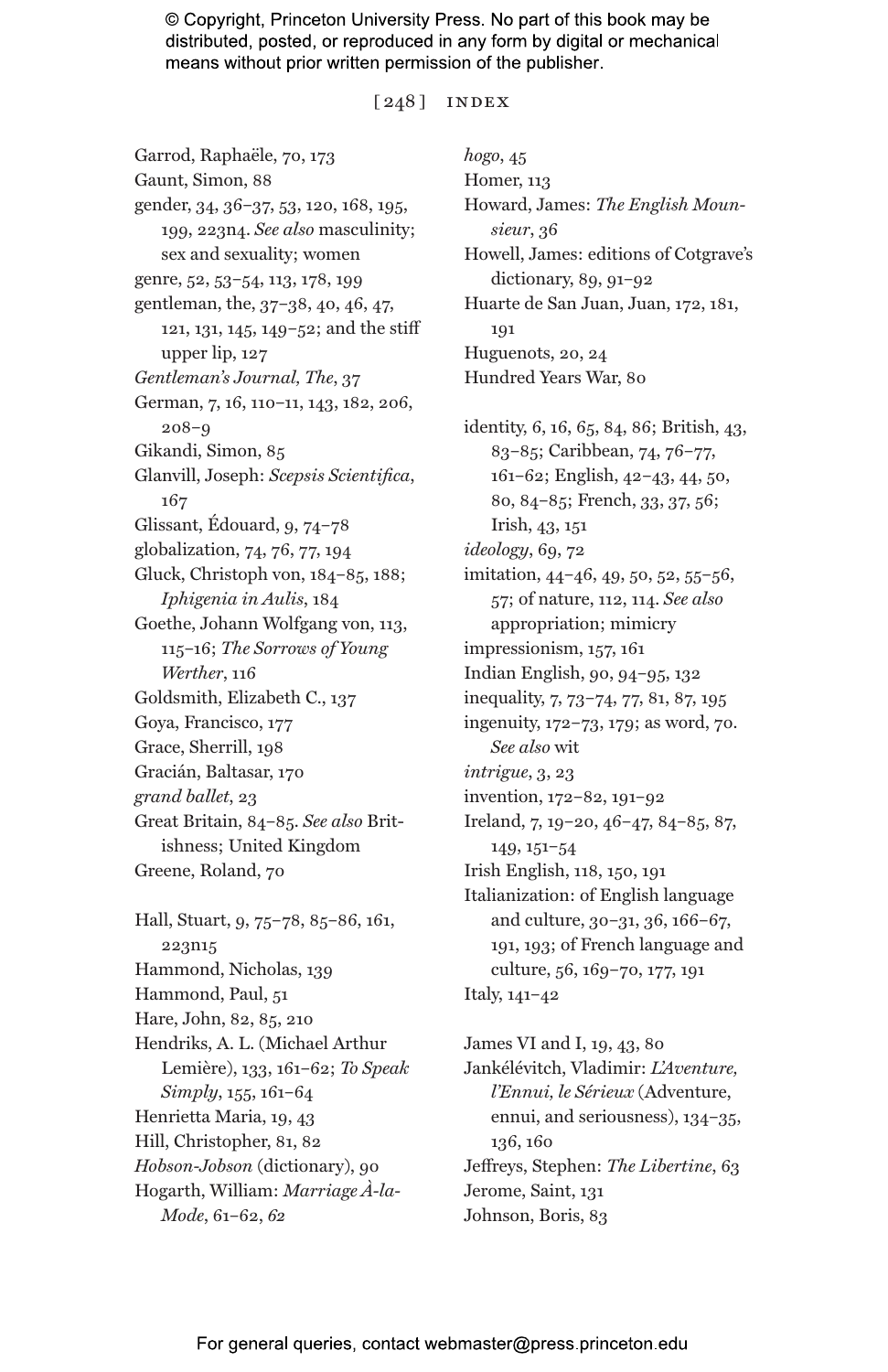Garrod, Raphaële, 70, 173
Gaunt, Simon, 88
gender, 34, 36–37, 53, 120, 168, 195, 199, 223n4. *See also* masculinity; sex and sexuality; women
genre, 52, 53–54, 113, 178, 199
gentleman, the, 37–38, 40, 46, 47, 121, 131, 145, 149–52; and the stiff upper lip, 127
*Gentleman's Journal, The*, 37
German, 7, 16, 110–11, 143, 182, 206, 208–9
Gikandi, Simon, 85
Glanvill, Joseph: *Scepsis Scientifica*, 167
Glissant, Édouard, 9, 74–78
globalization, 74, 76, 77, 194
Gluck, Christoph von, 184–85, 188; *Iphigenia in Aulis*, 184
Goethe, Johann Wolfgang von, 113, 115–16; *The Sorrows of Young Werther*, 116
Goldsmith, Elizabeth C., 137
Goya, Francisco, 177
Grace, Sherrill, 198
Gracián, Baltasar, 170
*grand ballet*, 23
Great Britain, 84–85. *See also* Britishness; United Kingdom
Greene, Roland, 70

Hall, Stuart, 9, 75–78, 85–86, 161, 223n15
Hammond, Nicholas, 139
Hammond, Paul, 51
Hare, John, 82, 85, 210
Hendriks, A. L. (Michael Arthur Lemière), 133, 161–62; *To Speak Simply*, 155, 161–64
Henrietta Maria, 19, 43
Hill, Christopher, 81, 82
*Hobson-Jobson* (dictionary), 90
Hogarth, William: *Marriage À-la-Mode*, 61–62, *62*
*hogo*, 45
Homer, 113
Howard, James: *The English Mounsieur*, 36
Howell, James: editions of Cotgrave's dictionary, 89, 91–92
Huarte de San Juan, Juan, 172, 181, 191
Huguenots, 20, 24
Hundred Years War, 80

identity, 6, 16, 65, 84, 86; British, 43, 83–85; Caribbean, 74, 76–77, 161–62; English, 42–43, 44, 50, 80, 84–85; French, 33, 37, 56; Irish, 43, 151
*ideology*, 69, 72
imitation, 44–46, 49, 50, 52, 55–56, 57; of nature, 112, 114. *See also* appropriation; mimicry
impressionism, 157, 161
Indian English, 90, 94–95, 132
inequality, 7, 73–74, 77, 81, 87, 195
ingenuity, 172–73, 179; as word, 70. *See also* wit
*intrigue*, 3, 23
invention, 172–82, 191–92
Ireland, 7, 19–20, 46–47, 84–85, 87, 149, 151–54
Irish English, 118, 150, 191
Italianization: of English language and culture, 30–31, 36, 166–67, 191, 193; of French language and culture, 56, 169–70, 177, 191
Italy, 141–42

James VI and I, 19, 43, 80
Jankélévitch, Vladimir: *L'Aventure, l'Ennui, le Sérieux* (Adventure, ennui, and seriousness), 134–35, 136, 160
Jeffreys, Stephen: *The Libertine*, 63
Jerome, Saint, 131
Johnson, Boris, 83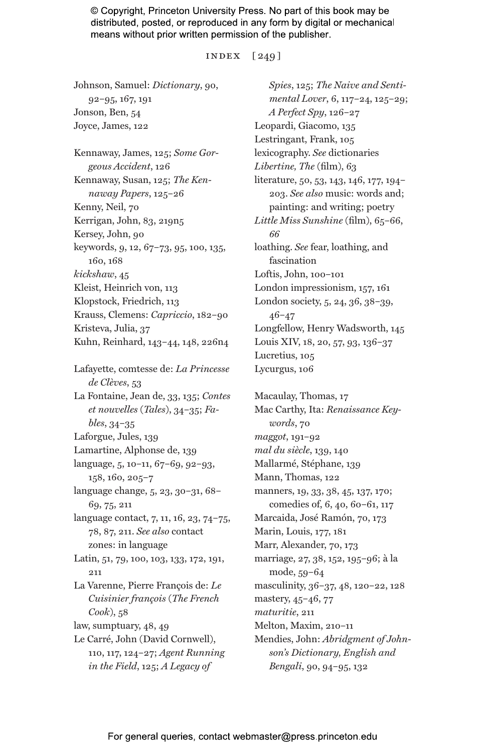© Copyright, Princeton University Press. No part of this book may be distributed, posted, or reproduced in any form by digital or mechanical means without prior written permission of the publisher.

Johnson, Samuel: *Dictionary*, 90, 92–95, 167, 191
Jonson, Ben, 54
Joyce, James, 122

Kennaway, James, 125; *Some Gorgeous Accident*, 126
Kennaway, Susan, 125; *The Kennaway Papers*, 125–26
Kenny, Neil, 70
Kerrigan, John, 83, 219n5
Kersey, John, 90
keywords, 9, 12, 67–73, 95, 100, 135, 160, 168
*kickshaw*, 45
Kleist, Heinrich von, 113
Klopstock, Friedrich, 113
Krauss, Clemens: *Capriccio*, 182–90
Kristeva, Julia, 37
Kuhn, Reinhard, 143–44, 148, 226n4

Lafayette, comtesse de: *La Princesse de Clèves*, 53
La Fontaine, Jean de, 33, 135; *Contes et nouvelles* (*Tales*), 34–35; *Fables*, 34–35
Laforgue, Jules, 139
Lamartine, Alphonse de, 139
language, 5, 10–11, 67–69, 92–93, 158, 160, 205–7
language change, 5, 23, 30–31, 68–69, 75, 211
language contact, 7, 11, 16, 23, 74–75, 78, 87, 211. *See also* contact zones: in language
Latin, 51, 79, 100, 103, 133, 172, 191, 211
La Varenne, Pierre François de: *Le Cuisinier françois* (*The French Cook*), 58
law, sumptuary, 48, 49
Le Carré, John (David Cornwell), 110, 117, 124–27; *Agent Running in the Field*, 125; *A Legacy of Spies*, 125; *The Naive and Sentimental Lover*, 6, 117–24, 125–29; *A Perfect Spy*, 126–27
Leopardi, Giacomo, 135
Lestringant, Frank, 105
lexicography. *See* dictionaries
*Libertine, The* (film), 63
literature, 50, 53, 143, 146, 177, 194–203. *See also* music: words and; painting: and writing; poetry
*Little Miss Sunshine* (film), 65–66, *66*
loathing. *See* fear, loathing, and fascination
Loftis, John, 100–101
London impressionism, 157, 161
London society, 5, 24, 36, 38–39, 46–47
Longfellow, Henry Wadsworth, 145
Louis XIV, 18, 20, 57, 93, 136–37
Lucretius, 105
Lycurgus, 106

Macaulay, Thomas, 17
Mac Carthy, Ita: *Renaissance Keywords*, 70
*maggot*, 191–92
*mal du siècle*, 139, 140
Mallarmé, Stéphane, 139
Mann, Thomas, 122
manners, 19, 33, 38, 45, 137, 170; comedies of, 6, 40, 60–61, 117
Marcaida, José Ramón, 70, 173
Marin, Louis, 177, 181
Marr, Alexander, 70, 173
marriage, 27, 38, 152, 195–96; à la mode, 59–64
masculinity, 36–37, 48, 120–22, 128
mastery, 45–46, 77
*maturitie*, 211
Melton, Maxim, 210–11
Mendies, John: *Abridgment of Johnson's Dictionary, English and Bengali*, 90, 94–95, 132

For general queries, contact webmaster@press.princeton.edu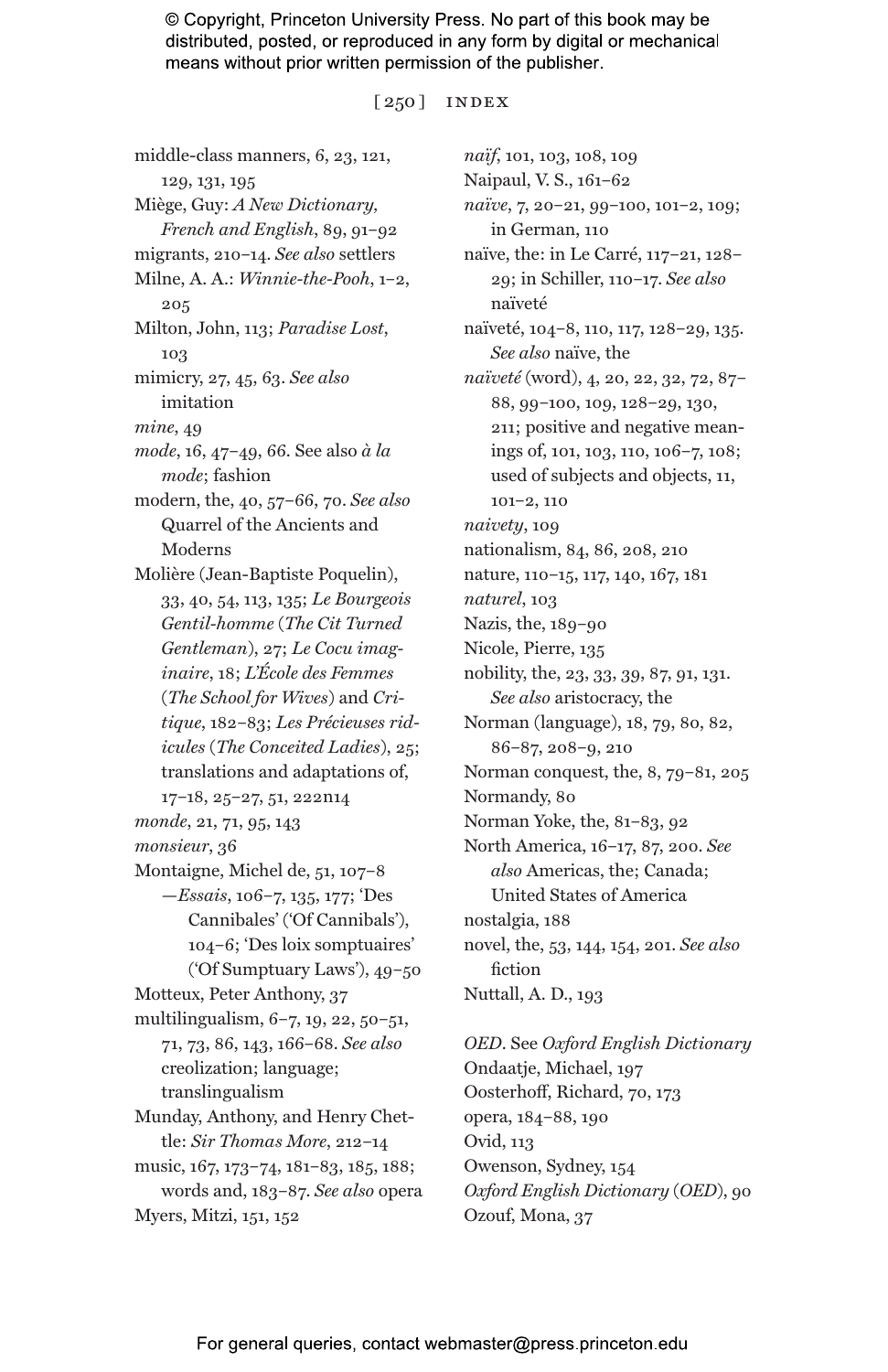© Copyright, Princeton University Press. No part of this book may be distributed, posted, or reproduced in any form by digital or mechanical means without prior written permission of the publisher.

middle-class manners, 6, 23, 121, 129, 131, 195
Miège, Guy: *A New Dictionary, French and English*, 89, 91–92
migrants, 210–14. *See also* settlers
Milne, A. A.: *Winnie-the-Pooh*, 1–2, 205
Milton, John, 113; *Paradise Lost*, 103
mimicry, 27, 45, 63. *See also* imitation
*mine*, 49
*mode*, 16, 47–49, 66. See also *à la mode*; fashion
modern, the, 40, 57–66, 70. *See also* Quarrel of the Ancients and Moderns
Molière (Jean-Baptiste Poquelin), 33, 40, 54, 113, 135; *Le Bourgeois Gentil-homme* (*The Cit Turned Gentleman*), 27; *Le Cocu imaginaire*, 18; *L'École des Femmes* (*The School for Wives*) and *Critique*, 182–83; *Les Précieuses ridicules* (*The Conceited Ladies*), 25; translations and adaptations of, 17–18, 25–27, 51, 222n14
*monde*, 21, 71, 95, 143
*monsieur*, 36
Montaigne, Michel de, 51, 107–8
—*Essais*, 106–7, 135, 177; 'Des Cannibales' ('Of Cannibals'), 104–6; 'Des loix somptuaires' ('Of Sumptuary Laws'), 49–50
Motteux, Peter Anthony, 37
multilingualism, 6–7, 19, 22, 50–51, 71, 73, 86, 143, 166–68. *See also* creolization; language; translingualism
Munday, Anthony, and Henry Chettle: *Sir Thomas More*, 212–14
music, 167, 173–74, 181–83, 185, 188; words and, 183–87. *See also* opera
Myers, Mitzi, 151, 152

*naïf*, 101, 103, 108, 109
Naipaul, V. S., 161–62
*naïve*, 7, 20–21, 99–100, 101–2, 109; in German, 110
naïve, the: in Le Carré, 117–21, 128–29; in Schiller, 110–17. *See also* naïveté
naïveté, 104–8, 110, 117, 128–29, 135. *See also* naïve, the
*naïveté* (word), 4, 20, 22, 32, 72, 87–88, 99–100, 109, 128–29, 130, 211; positive and negative meanings of, 101, 103, 110, 106–7, 108; used of subjects and objects, 11, 101–2, 110
*naivety*, 109
nationalism, 84, 86, 208, 210
nature, 110–15, 117, 140, 167, 181
*naturel*, 103
Nazis, the, 189–90
Nicole, Pierre, 135
nobility, the, 23, 33, 39, 87, 91, 131. *See also* aristocracy, the
Norman (language), 18, 79, 80, 82, 86–87, 208–9, 210
Norman conquest, the, 8, 79–81, 205
Normandy, 80
Norman Yoke, the, 81–83, 92
North America, 16–17, 87, 200. *See also* Americas, the; Canada; United States of America
nostalgia, 188
novel, the, 53, 144, 154, 201. *See also* fiction
Nuttall, A. D., 193

*OED*. See *Oxford English Dictionary*
Ondaatje, Michael, 197
Oosterhoff, Richard, 70, 173
opera, 184–88, 190
Ovid, 113
Owenson, Sydney, 154
*Oxford English Dictionary* (*OED*), 90
Ozouf, Mona, 37

For general queries, contact webmaster@press.princeton.edu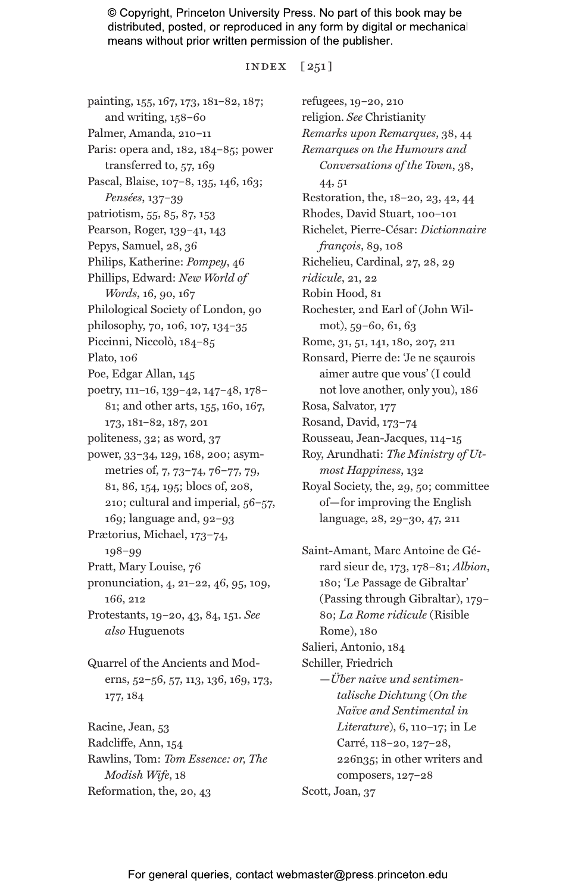© Copyright, Princeton University Press. No part of this book may be distributed, posted, or reproduced in any form by digital or mechanical means without prior written permission of the publisher.

painting, 155, 167, 173, 181–82, 187; and writing, 158–60
Palmer, Amanda, 210–11
Paris: opera and, 182, 184–85; power transferred to, 57, 169
Pascal, Blaise, 107–8, 135, 146, 163; *Pensées*, 137–39
patriotism, 55, 85, 87, 153
Pearson, Roger, 139–41, 143
Pepys, Samuel, 28, 36
Philips, Katherine: *Pompey*, 46
Phillips, Edward: *New World of Words*, 16, 90, 167
Philological Society of London, 90
philosophy, 70, 106, 107, 134–35
Piccinni, Niccolò, 184–85
Plato, 106
Poe, Edgar Allan, 145
poetry, 111–16, 139–42, 147–48, 178–81; and other arts, 155, 160, 167, 173, 181–82, 187, 201
politeness, 32; as word, 37
power, 33–34, 129, 168, 200; asymmetries of, 7, 73–74, 76–77, 79, 81, 86, 154, 195; blocs of, 208, 210; cultural and imperial, 56–57, 169; language and, 92–93
Prætorius, Michael, 173–74, 198–99
Pratt, Mary Louise, 76
pronunciation, 4, 21–22, 46, 95, 109, 166, 212
Protestants, 19–20, 43, 84, 151. *See also* Huguenots

Quarrel of the Ancients and Moderns, 52–56, 57, 113, 136, 169, 173, 177, 184

Racine, Jean, 53
Radcliffe, Ann, 154
Rawlins, Tom: *Tom Essence: or, The Modish Wife*, 18
Reformation, the, 20, 43
refugees, 19–20, 210
religion. *See* Christianity
*Remarks upon Remarques*, 38, 44
*Remarques on the Humours and Conversations of the Town*, 38, 44, 51
Restoration, the, 18–20, 23, 42, 44
Rhodes, David Stuart, 100–101
Richelet, Pierre-César: *Dictionnaire françois*, 89, 108
Richelieu, Cardinal, 27, 28, 29
*ridicule*, 21, 22
Robin Hood, 81
Rochester, 2nd Earl of (John Wilmot), 59–60, 61, 63
Rome, 31, 51, 141, 180, 207, 211
Ronsard, Pierre de: 'Je ne sçaurois aimer autre que vous' (I could not love another, only you), 186
Rosa, Salvator, 177
Rosand, David, 173–74
Rousseau, Jean-Jacques, 114–15
Roy, Arundhati: *The Ministry of Utmost Happiness*, 132
Royal Society, the, 29, 50; committee of—for improving the English language, 28, 29–30, 47, 211

Saint-Amant, Marc Antoine de Gérard sieur de, 173, 178–81; *Albion*, 180; 'Le Passage de Gibraltar' (Passing through Gibraltar), 179–80; *La Rome ridicule* (Risible Rome), 180
Salieri, Antonio, 184
Schiller, Friedrich
—*Über naive und sentimentalische Dichtung* (*On the Naïve and Sentimental in Literature*), 6, 110–17; in Le Carré, 118–20, 127–28, 226n35; in other writers and composers, 127–28
Scott, Joan, 37

For general queries, contact webmaster@press.princeton.edu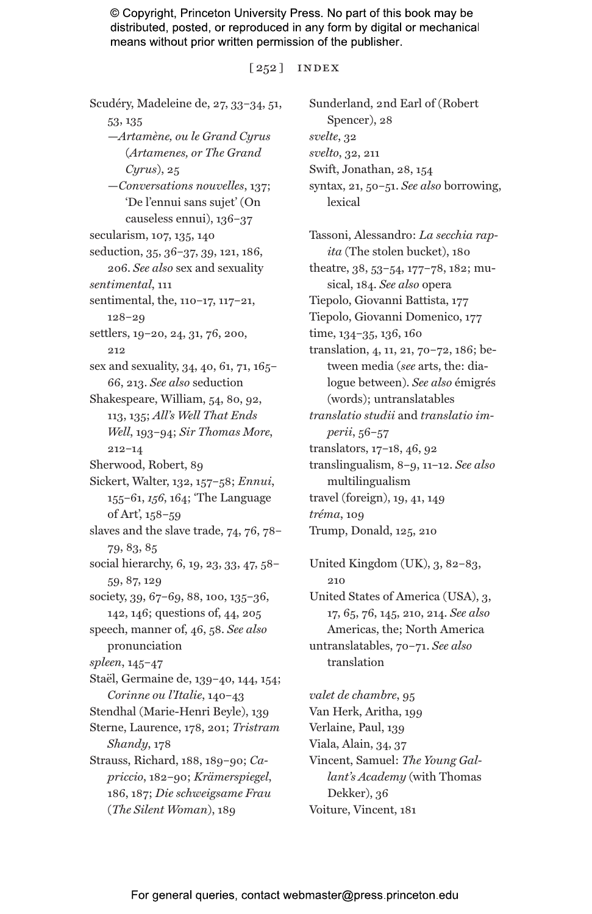Scudéry, Madeleine de, 27, 33–34, 51, 53, 135
—*Artamène, ou le Grand Cyrus* (*Artamenes, or The Grand Cyrus*), 25
—*Conversations nouvelles*, 137; 'De l'ennui sans sujet' (On causeless ennui), 136–37
secularism, 107, 135, 140
seduction, 35, 36–37, 39, 121, 186, 206. *See also* sex and sexuality
*sentimental*, 111
sentimental, the, 110–17, 117–21, 128–29
settlers, 19–20, 24, 31, 76, 200, 212
sex and sexuality, 34, 40, 61, 71, 165–66, 213. *See also* seduction
Shakespeare, William, 54, 80, 92, 113, 135; *All's Well That Ends Well*, 193–94; *Sir Thomas More*, 212–14
Sherwood, Robert, 89
Sickert, Walter, 132, 157–58; *Ennui*, 155–61, *156*, 164; 'The Language of Art', 158–59
slaves and the slave trade, 74, 76, 78–79, 83, 85
social hierarchy, 6, 19, 23, 33, 47, 58–59, 87, 129
society, 39, 67–69, 88, 100, 135–36, 142, 146; questions of, 44, 205
speech, manner of, 46, 58. *See also* pronunciation
*spleen*, 145–47
Staël, Germaine de, 139–40, 144, 154; *Corinne ou l'Italie*, 140–43
Stendhal (Marie-Henri Beyle), 139
Sterne, Laurence, 178, 201; *Tristram Shandy*, 178
Strauss, Richard, 188, 189–90; *Capriccio*, 182–90; *Krämerspiegel*, 186, 187; *Die schweigsame Frau* (*The Silent Woman*), 189

Sunderland, 2nd Earl of (Robert Spencer), 28
*svelte*, 32
*svelto*, 32, 211
Swift, Jonathan, 28, 154
syntax, 21, 50–51. *See also* borrowing, lexical

Tassoni, Alessandro: *La secchia rapita* (The stolen bucket), 180
theatre, 38, 53–54, 177–78, 182; musical, 184. *See also* opera
Tiepolo, Giovanni Battista, 177
Tiepolo, Giovanni Domenico, 177
time, 134–35, 136, 160
translation, 4, 11, 21, 70–72, 186; between media (*see* arts, the: dialogue between). *See also* émigrés (words); untranslatables
*translatio studii* and *translatio imperii*, 56–57
translators, 17–18, 46, 92
translingualism, 8–9, 11–12. *See also* multilingualism
travel (foreign), 19, 41, 149
*tréma*, 109
Trump, Donald, 125, 210

United Kingdom (UK), 3, 82–83, 210
United States of America (USA), 3, 17, 65, 76, 145, 210, 214. *See also* Americas, the; North America
untranslatables, 70–71. *See also* translation

*valet de chambre*, 95
Van Herk, Aritha, 199
Verlaine, Paul, 139
Viala, Alain, 34, 37
Vincent, Samuel: *The Young Gallant's Academy* (with Thomas Dekker), 36
Voiture, Vincent, 181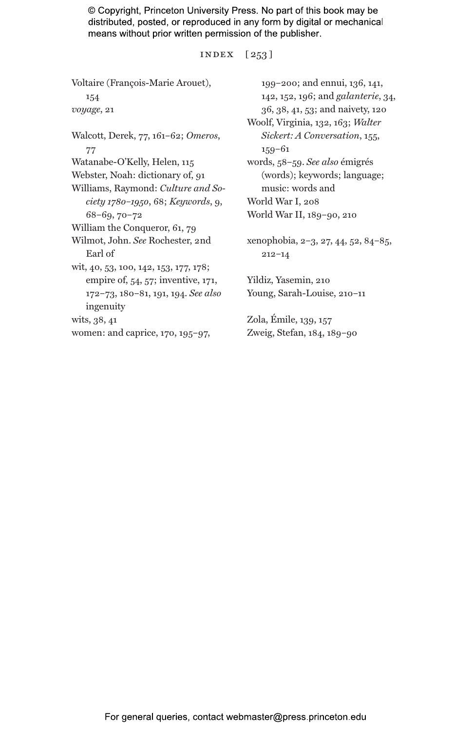Voltaire (François-Marie Arouet), 154
*voyage*, 21

Walcott, Derek, 77, 161–62; *Omeros*, 77
Watanabe-O'Kelly, Helen, 115
Webster, Noah: dictionary of, 91
Williams, Raymond: *Culture and Society 1780–1950*, 68; *Keywords*, 9, 68–69, 70–72
William the Conqueror, 61, 79
Wilmot, John. *See* Rochester, 2nd Earl of
wit, 40, 53, 100, 142, 153, 177, 178; empire of, 54, 57; inventive, 171, 172–73, 180–81, 191, 194. *See also* ingenuity
wits, 38, 41
women: and caprice, 170, 195–97, 199–200; and ennui, 136, 141, 142, 152, 196; and *galanterie*, 34, 36, 38, 41, 53; and naivety, 120
Woolf, Virginia, 132, 163; *Walter Sickert: A Conversation*, 155, 159–61
words, 58–59. *See also* émigrés (words); keywords; language; music: words and
World War I, 208
World War II, 189–90, 210

xenophobia, 2–3, 27, 44, 52, 84–85, 212–14

Yildiz, Yasemin, 210
Young, Sarah-Louise, 210–11

Zola, Émile, 139, 157
Zweig, Stefan, 184, 189–90